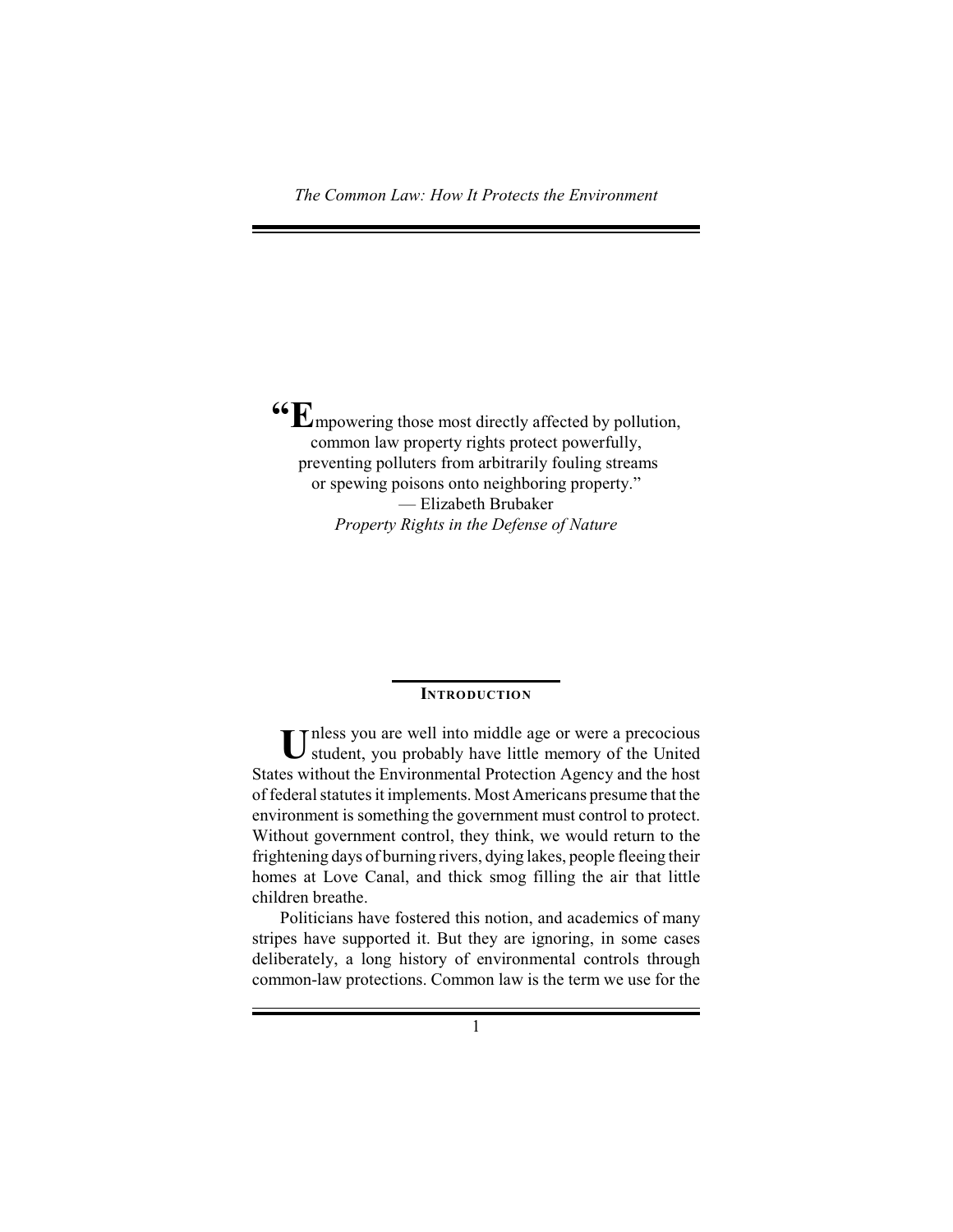# The Common Law: How It Protects the Environment

> "Empowering those most directly affected by pollution, common law property rights protect powerfully, preventing polluters from arbitrarily fouling streams or spewing poisons onto neighboring property."
>
> — Elizabeth Brubaker
> *Property Rights in the Defense of Nature*

## Introduction

Unless you are well into middle age or were a precocious student, you probably have little memory of the United States without the Environmental Protection Agency and the host of federal statutes it implements. Most Americans presume that the environment is something the government must control to protect. Without government control, they think, we would return to the frightening days of burning rivers, dying lakes, people fleeing their homes at Love Canal, and thick smog filling the air that little children breathe.

Politicians have fostered this notion, and academics of many stripes have supported it. But they are ignoring, in some cases deliberately, a long history of environmental controls through common-law protections. Common law is the term we use for the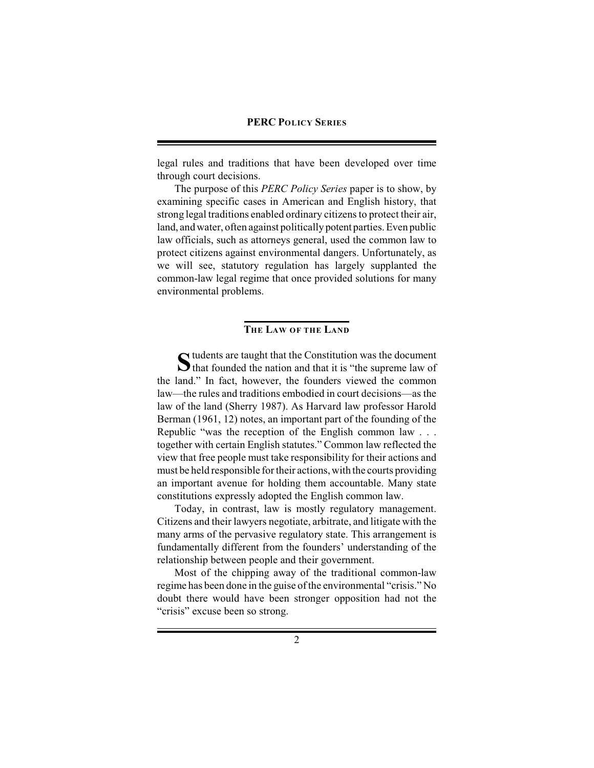legal rules and traditions that have been developed over time through court decisions.

The purpose of this *PERC Policy Series* paper is to show, by examining specific cases in American and English history, that strong legal traditions enabled ordinary citizens to protect their air, land, and water, often against politically potent parties. Even public law officials, such as attorneys general, used the common law to protect citizens against environmental dangers. Unfortunately, as we will see, statutory regulation has largely supplanted the common-law legal regime that once provided solutions for many environmental problems.

## THE LAW OF THE LAND

Students are taught that the Constitution was the document that founded the nation and that it is "the supreme law of the land." In fact, however, the founders viewed the common law—the rules and traditions embodied in court decisions—as the law of the land (Sherry 1987). As Harvard law professor Harold Berman (1961, 12) notes, an important part of the founding of the Republic "was the reception of the English common law . . . together with certain English statutes." Common law reflected the view that free people must take responsibility for their actions and must be held responsible for their actions, with the courts providing an important avenue for holding them accountable. Many state constitutions expressly adopted the English common law.

Today, in contrast, law is mostly regulatory management. Citizens and their lawyers negotiate, arbitrate, and litigate with the many arms of the pervasive regulatory state. This arrangement is fundamentally different from the founders' understanding of the relationship between people and their government.

Most of the chipping away of the traditional common-law regime has been done in the guise of the environmental "crisis." No doubt there would have been stronger opposition had not the "crisis" excuse been so strong.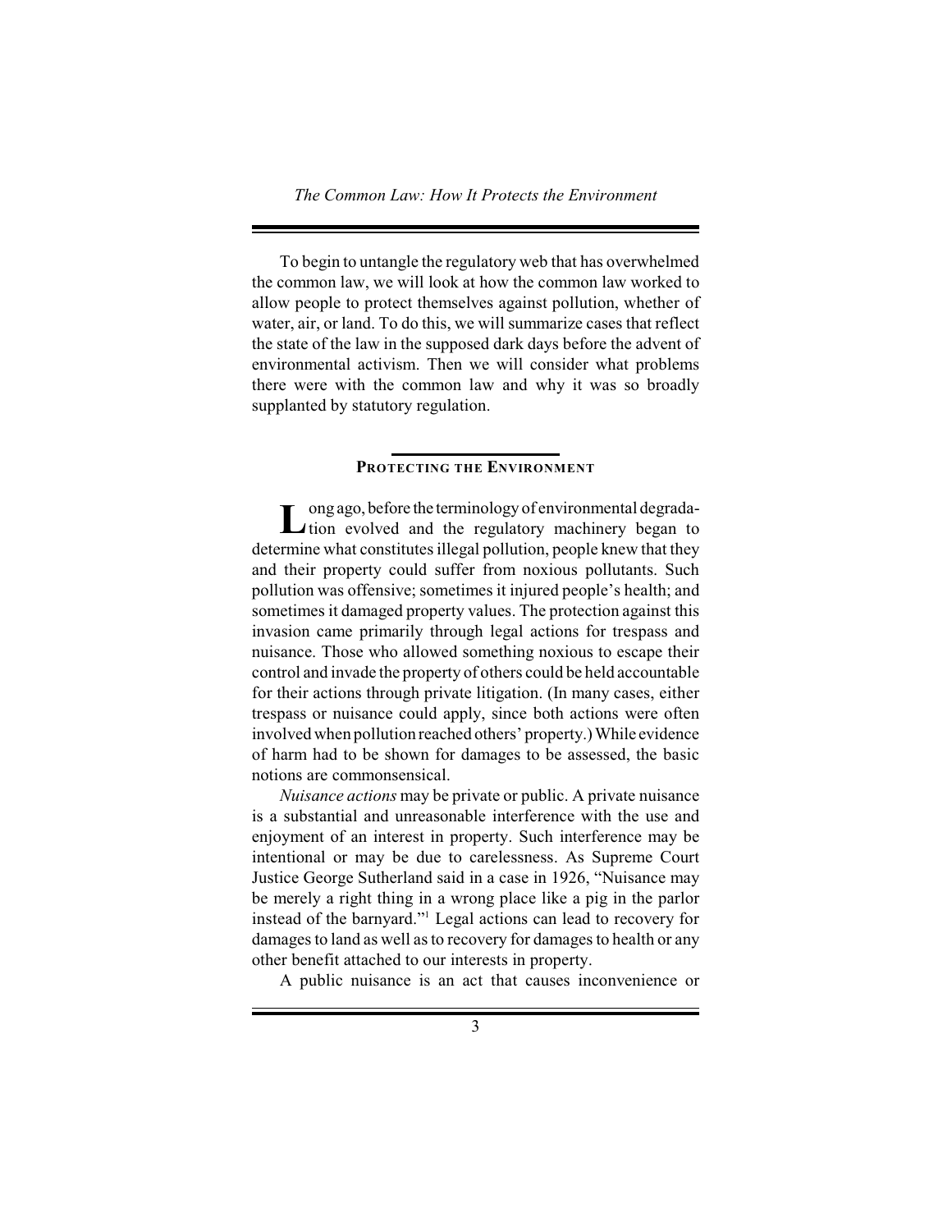To begin to untangle the regulatory web that has overwhelmed the common law, we will look at how the common law worked to allow people to protect themselves against pollution, whether of water, air, or land. To do this, we will summarize cases that reflect the state of the law in the supposed dark days before the advent of environmental activism. Then we will consider what problems there were with the common law and why it was so broadly supplanted by statutory regulation.

## PROTECTING THE ENVIRONMENT

Long ago, before the terminology of environmental degradation evolved and the regulatory machinery began to determine what constitutes illegal pollution, people knew that they and their property could suffer from noxious pollutants. Such pollution was offensive; sometimes it injured people's health; and sometimes it damaged property values. The protection against this invasion came primarily through legal actions for trespass and nuisance. Those who allowed something noxious to escape their control and invade the property of others could be held accountable for their actions through private litigation. (In many cases, either trespass or nuisance could apply, since both actions were often involved when pollution reached others' property.) While evidence of harm had to be shown for damages to be assessed, the basic notions are commonsensical.

*Nuisance actions* may be private or public. A private nuisance is a substantial and unreasonable interference with the use and enjoyment of an interest in property. Such interference may be intentional or may be due to carelessness. As Supreme Court Justice George Sutherland said in a case in 1926, "Nuisance may be merely a right thing in a wrong place like a pig in the parlor instead of the barnyard."[1] Legal actions can lead to recovery for damages to land as well as to recovery for damages to health or any other benefit attached to our interests in property.

A public nuisance is an act that causes inconvenience or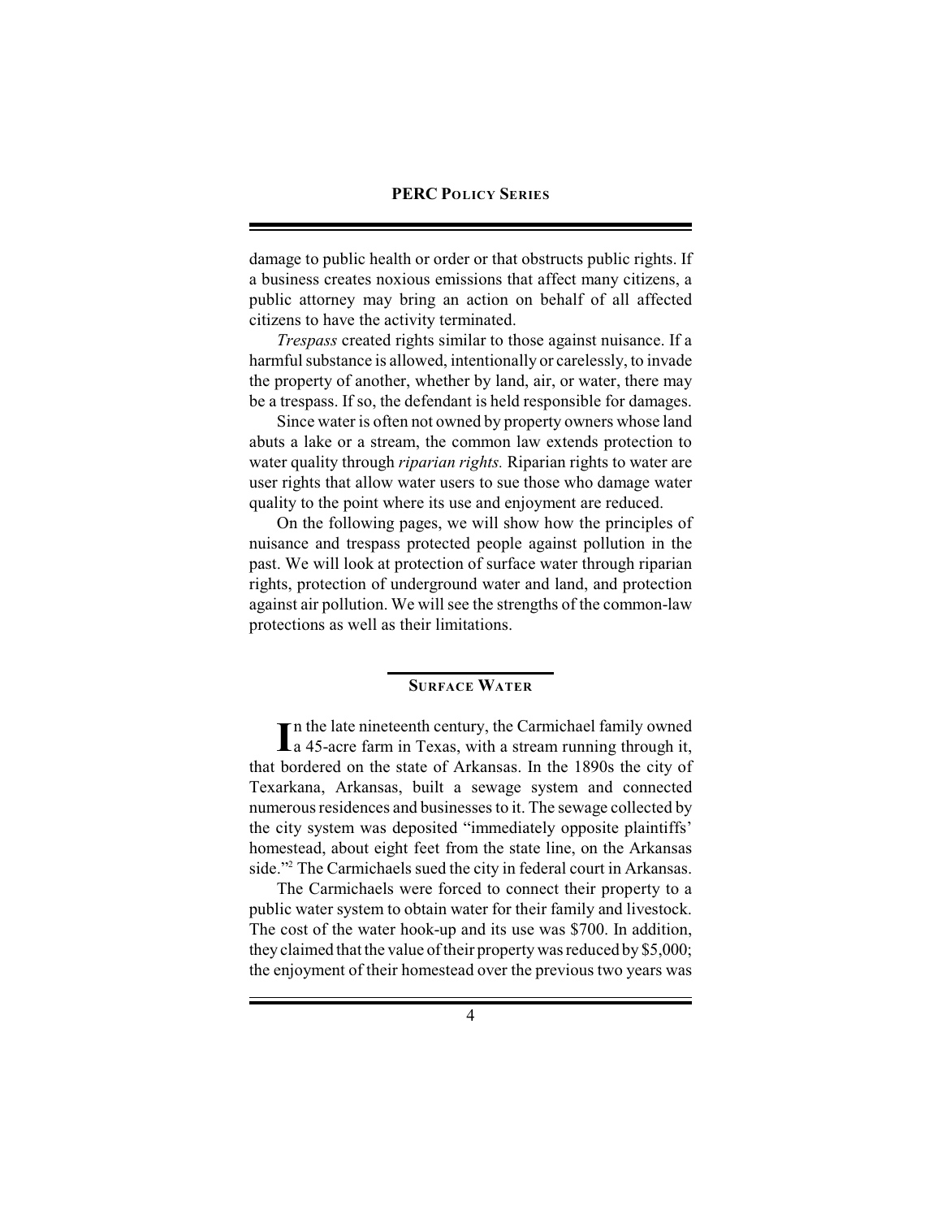damage to public health or order or that obstructs public rights. If a business creates noxious emissions that affect many citizens, a public attorney may bring an action on behalf of all affected citizens to have the activity terminated.

*Trespass* created rights similar to those against nuisance. If a harmful substance is allowed, intentionally or carelessly, to invade the property of another, whether by land, air, or water, there may be a trespass. If so, the defendant is held responsible for damages.

Since water is often not owned by property owners whose land abuts a lake or a stream, the common law extends protection to water quality through *riparian rights.* Riparian rights to water are user rights that allow water users to sue those who damage water quality to the point where its use and enjoyment are reduced.

On the following pages, we will show how the principles of nuisance and trespass protected people against pollution in the past. We will look at protection of surface water through riparian rights, protection of underground water and land, and protection against air pollution. We will see the strengths of the common-law protections as well as their limitations.

## Surface Water

In the late nineteenth century, the Carmichael family owned a 45-acre farm in Texas, with a stream running through it, that bordered on the state of Arkansas. In the 1890s the city of Texarkana, Arkansas, built a sewage system and connected numerous residences and businesses to it. The sewage collected by the city system was deposited "immediately opposite plaintiffs' homestead, about eight feet from the state line, on the Arkansas side."[2] The Carmichaels sued the city in federal court in Arkansas.

The Carmichaels were forced to connect their property to a public water system to obtain water for their family and livestock. The cost of the water hook-up and its use was $700. In addition, they claimed that the value of their property was reduced by $5,000; the enjoyment of their homestead over the previous two years was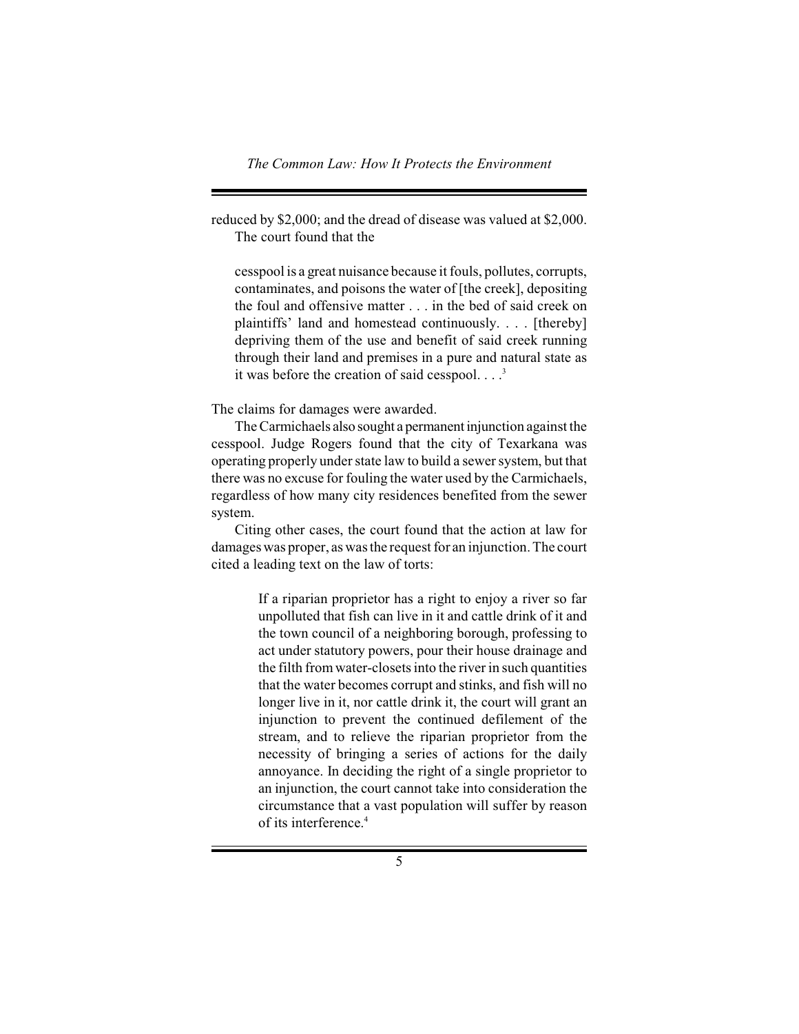reduced by $2,000; and the dread of disease was valued at $2,000.

The court found that the

> cesspool is a great nuisance because it fouls, pollutes, corrupts, contaminates, and poisons the water of [the creek], depositing the foul and offensive matter . . . in the bed of said creek on plaintiffs' land and homestead continuously. . . . [thereby] depriving them of the use and benefit of said creek running through their land and premises in a pure and natural state as it was before the creation of said cesspool. . . .[3]

The claims for damages were awarded.

The Carmichaels also sought a permanent injunction against the cesspool. Judge Rogers found that the city of Texarkana was operating properly under state law to build a sewer system, but that there was no excuse for fouling the water used by the Carmichaels, regardless of how many city residences benefited from the sewer system.

Citing other cases, the court found that the action at law for damages was proper, as was the request for an injunction. The court cited a leading text on the law of torts:

> If a riparian proprietor has a right to enjoy a river so far unpolluted that fish can live in it and cattle drink of it and the town council of a neighboring borough, professing to act under statutory powers, pour their house drainage and the filth from water-closets into the river in such quantities that the water becomes corrupt and stinks, and fish will no longer live in it, nor cattle drink it, the court will grant an injunction to prevent the continued defilement of the stream, and to relieve the riparian proprietor from the necessity of bringing a series of actions for the daily annoyance. In deciding the right of a single proprietor to an injunction, the court cannot take into consideration the circumstance that a vast population will suffer by reason of its interference.[4]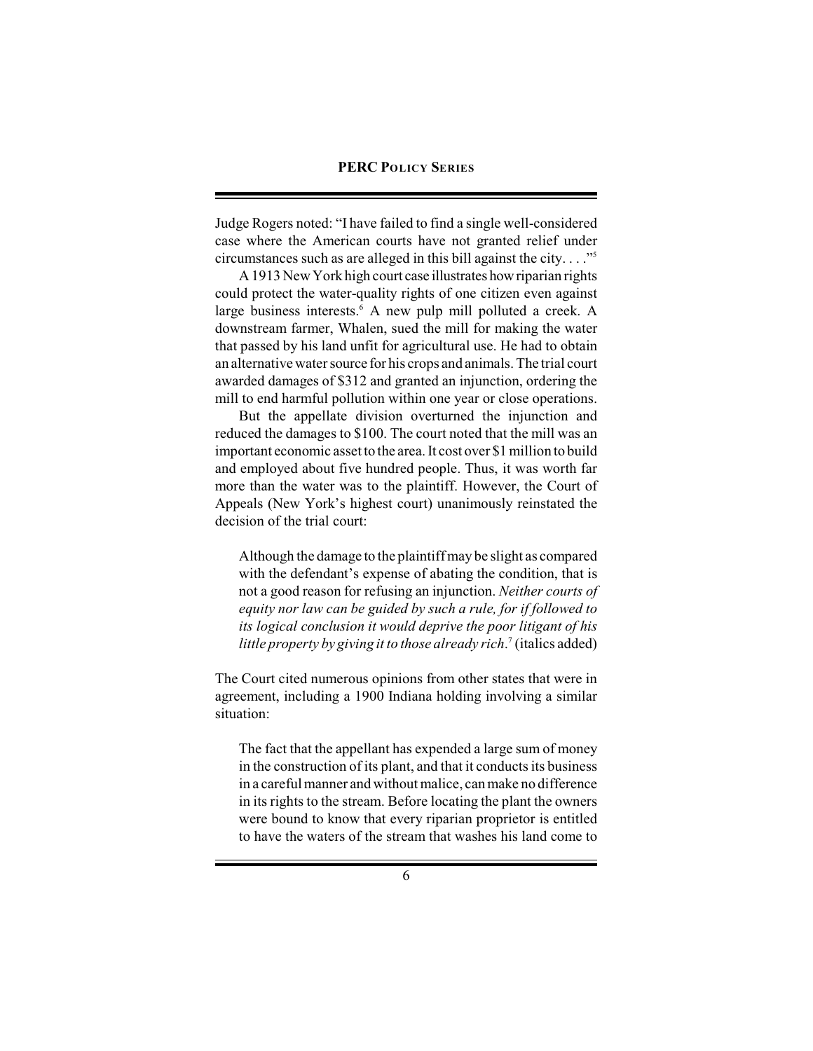Judge Rogers noted: "I have failed to find a single well-considered case where the American courts have not granted relief under circumstances such as are alleged in this bill against the city. . . ."[5]

A 1913 New York high court case illustrates how riparian rights could protect the water-quality rights of one citizen even against large business interests.[6] A new pulp mill polluted a creek. A downstream farmer, Whalen, sued the mill for making the water that passed by his land unfit for agricultural use. He had to obtain an alternative water source for his crops and animals. The trial court awarded damages of $312 and granted an injunction, ordering the mill to end harmful pollution within one year or close operations.

But the appellate division overturned the injunction and reduced the damages to $100. The court noted that the mill was an important economic asset to the area. It cost over $1 million to build and employed about five hundred people. Thus, it was worth far more than the water was to the plaintiff. However, the Court of Appeals (New York's highest court) unanimously reinstated the decision of the trial court:

> Although the damage to the plaintiff may be slight as compared with the defendant's expense of abating the condition, that is not a good reason for refusing an injunction. *Neither courts of equity nor law can be guided by such a rule, for if followed to its logical conclusion it would deprive the poor litigant of his little property by giving it to those already rich*.[7] (italics added)

The Court cited numerous opinions from other states that were in agreement, including a 1900 Indiana holding involving a similar situation:

> The fact that the appellant has expended a large sum of money in the construction of its plant, and that it conducts its business in a careful manner and without malice, can make no difference in its rights to the stream. Before locating the plant the owners were bound to know that every riparian proprietor is entitled to have the waters of the stream that washes his land come to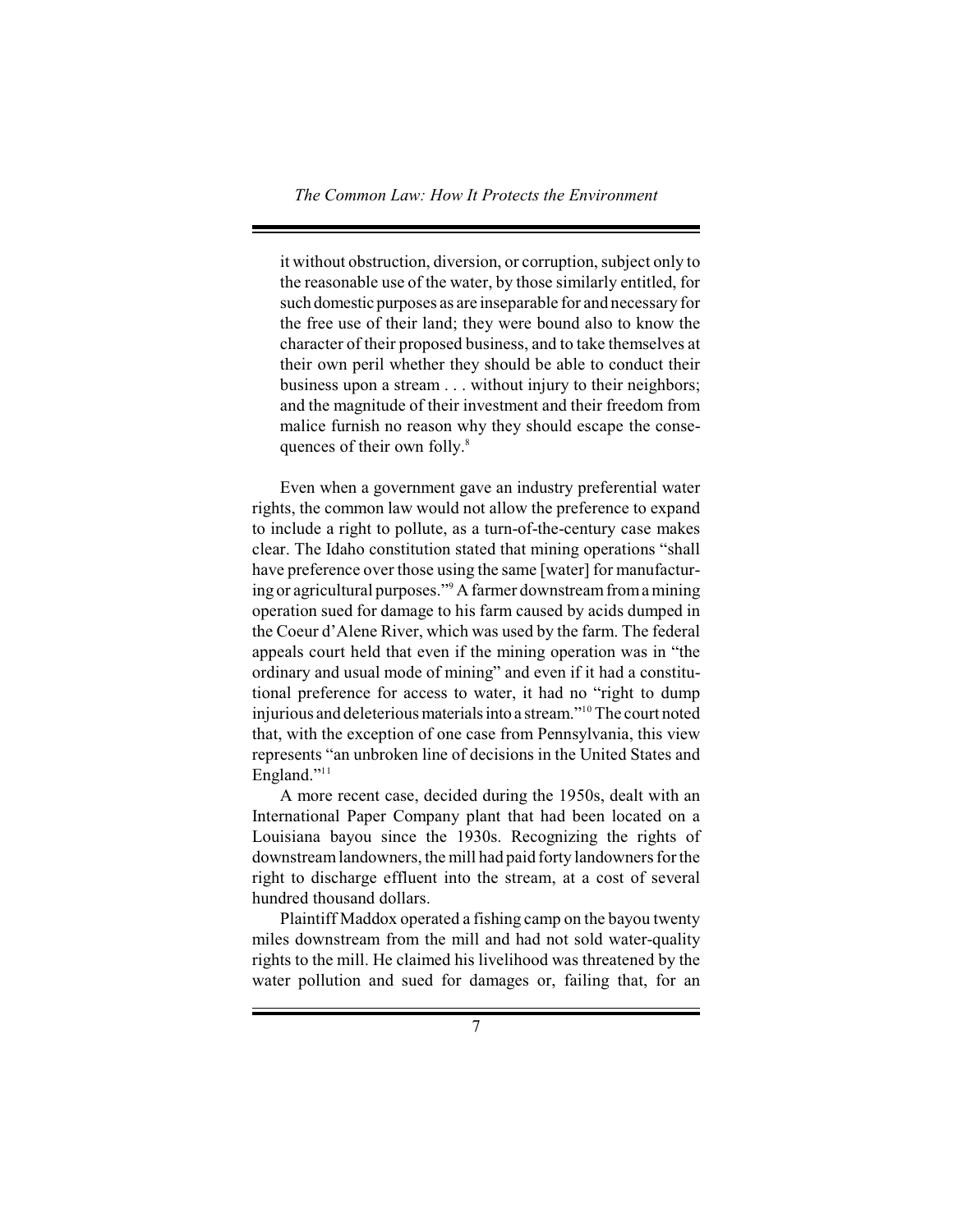> it without obstruction, diversion, or corruption, subject only to the reasonable use of the water, by those similarly entitled, for such domestic purposes as are inseparable for and necessary for the free use of their land; they were bound also to know the character of their proposed business, and to take themselves at their own peril whether they should be able to conduct their business upon a stream . . . without injury to their neighbors; and the magnitude of their investment and their freedom from malice furnish no reason why they should escape the consequences of their own folly.[8]

Even when a government gave an industry preferential water rights, the common law would not allow the preference to expand to include a right to pollute, as a turn-of-the-century case makes clear. The Idaho constitution stated that mining operations "shall have preference over those using the same [water] for manufacturing or agricultural purposes."[9] A farmer downstream from a mining operation sued for damage to his farm caused by acids dumped in the Coeur d'Alene River, which was used by the farm. The federal appeals court held that even if the mining operation was in "the ordinary and usual mode of mining" and even if it had a constitutional preference for access to water, it had no "right to dump injurious and deleterious materials into a stream."[10] The court noted that, with the exception of one case from Pennsylvania, this view represents "an unbroken line of decisions in the United States and England."[11]

A more recent case, decided during the 1950s, dealt with an International Paper Company plant that had been located on a Louisiana bayou since the 1930s. Recognizing the rights of downstream landowners, the mill had paid forty landowners for the right to discharge effluent into the stream, at a cost of several hundred thousand dollars.

Plaintiff Maddox operated a fishing camp on the bayou twenty miles downstream from the mill and had not sold water-quality rights to the mill. He claimed his livelihood was threatened by the water pollution and sued for damages or, failing that, for an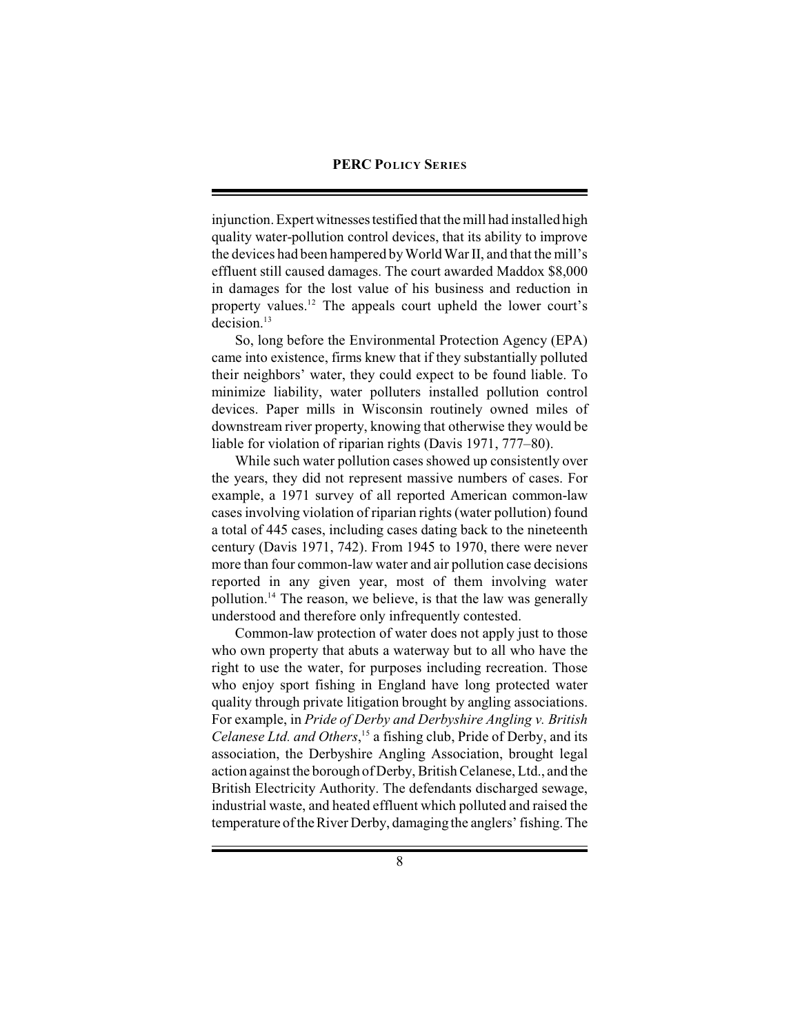injunction. Expert witnesses testified that the mill had installed high quality water-pollution control devices, that its ability to improve the devices had been hampered by World War II, and that the mill's effluent still caused damages. The court awarded Maddox $8,000 in damages for the lost value of his business and reduction in property values.[12] The appeals court upheld the lower court's decision.[13]

So, long before the Environmental Protection Agency (EPA) came into existence, firms knew that if they substantially polluted their neighbors' water, they could expect to be found liable. To minimize liability, water polluters installed pollution control devices. Paper mills in Wisconsin routinely owned miles of downstream river property, knowing that otherwise they would be liable for violation of riparian rights (Davis 1971, 777–80).

While such water pollution cases showed up consistently over the years, they did not represent massive numbers of cases. For example, a 1971 survey of all reported American common-law cases involving violation of riparian rights (water pollution) found a total of 445 cases, including cases dating back to the nineteenth century (Davis 1971, 742). From 1945 to 1970, there were never more than four common-law water and air pollution case decisions reported in any given year, most of them involving water pollution.[14] The reason, we believe, is that the law was generally understood and therefore only infrequently contested.

Common-law protection of water does not apply just to those who own property that abuts a waterway but to all who have the right to use the water, for purposes including recreation. Those who enjoy sport fishing in England have long protected water quality through private litigation brought by angling associations. For example, in *Pride of Derby and Derbyshire Angling v. British Celanese Ltd. and Others*,[15] a fishing club, Pride of Derby, and its association, the Derbyshire Angling Association, brought legal action against the borough of Derby, British Celanese, Ltd., and the British Electricity Authority. The defendants discharged sewage, industrial waste, and heated effluent which polluted and raised the temperature of the River Derby, damaging the anglers' fishing. The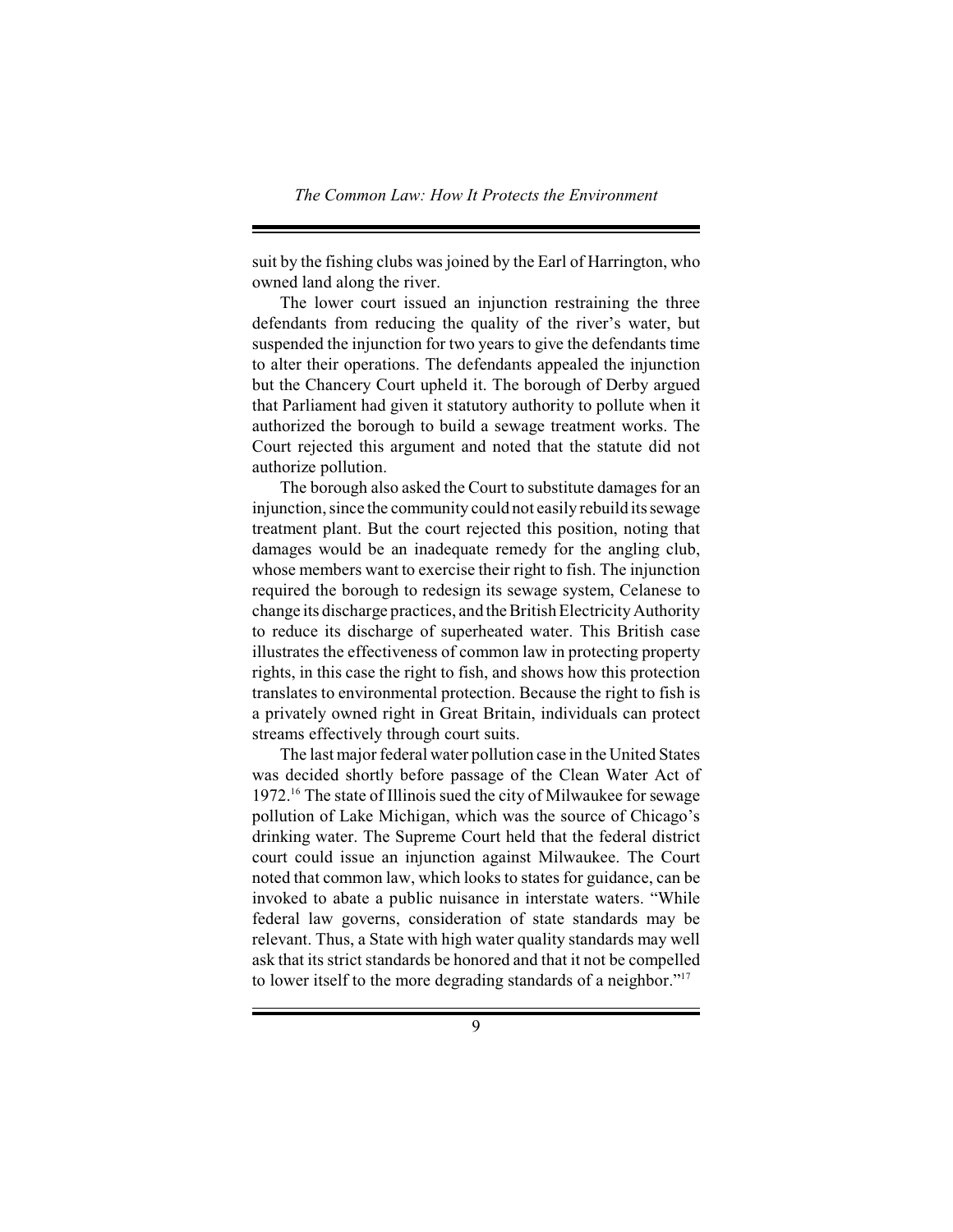suit by the fishing clubs was joined by the Earl of Harrington, who owned land along the river.

The lower court issued an injunction restraining the three defendants from reducing the quality of the river's water, but suspended the injunction for two years to give the defendants time to alter their operations. The defendants appealed the injunction but the Chancery Court upheld it. The borough of Derby argued that Parliament had given it statutory authority to pollute when it authorized the borough to build a sewage treatment works. The Court rejected this argument and noted that the statute did not authorize pollution.

The borough also asked the Court to substitute damages for an injunction, since the community could not easily rebuild its sewage treatment plant. But the court rejected this position, noting that damages would be an inadequate remedy for the angling club, whose members want to exercise their right to fish. The injunction required the borough to redesign its sewage system, Celanese to change its discharge practices, and the British Electricity Authority to reduce its discharge of superheated water. This British case illustrates the effectiveness of common law in protecting property rights, in this case the right to fish, and shows how this protection translates to environmental protection. Because the right to fish is a privately owned right in Great Britain, individuals can protect streams effectively through court suits.

The last major federal water pollution case in the United States was decided shortly before passage of the Clean Water Act of 1972.[16] The state of Illinois sued the city of Milwaukee for sewage pollution of Lake Michigan, which was the source of Chicago's drinking water. The Supreme Court held that the federal district court could issue an injunction against Milwaukee. The Court noted that common law, which looks to states for guidance, can be invoked to abate a public nuisance in interstate waters. "While federal law governs, consideration of state standards may be relevant. Thus, a State with high water quality standards may well ask that its strict standards be honored and that it not be compelled to lower itself to the more degrading standards of a neighbor."[17]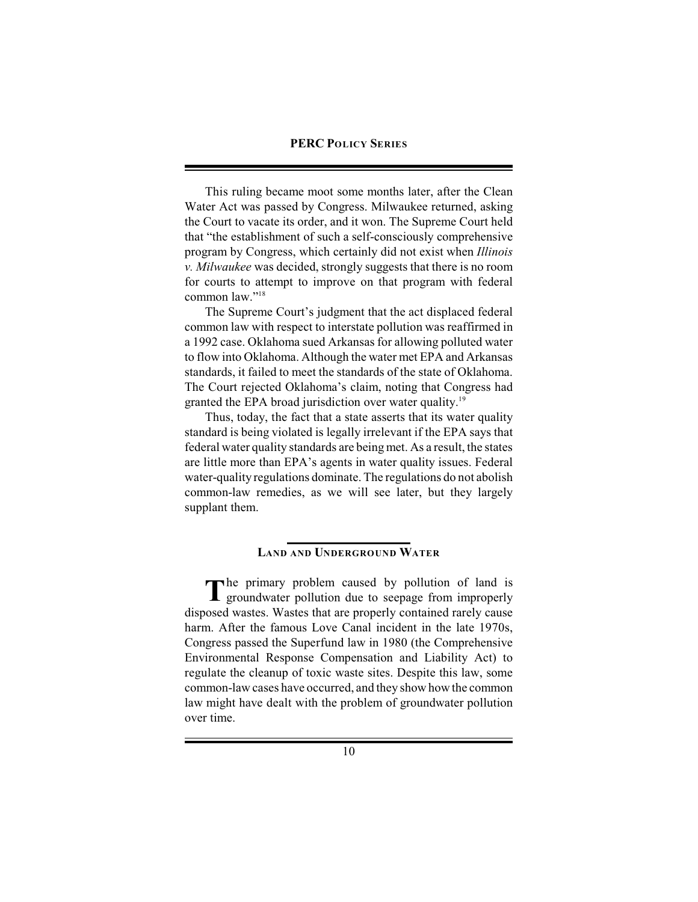This ruling became moot some months later, after the Clean Water Act was passed by Congress. Milwaukee returned, asking the Court to vacate its order, and it won. The Supreme Court held that "the establishment of such a self-consciously comprehensive program by Congress, which certainly did not exist when *Illinois v. Milwaukee* was decided, strongly suggests that there is no room for courts to attempt to improve on that program with federal common law."[18]

The Supreme Court's judgment that the act displaced federal common law with respect to interstate pollution was reaffirmed in a 1992 case. Oklahoma sued Arkansas for allowing polluted water to flow into Oklahoma. Although the water met EPA and Arkansas standards, it failed to meet the standards of the state of Oklahoma. The Court rejected Oklahoma's claim, noting that Congress had granted the EPA broad jurisdiction over water quality.[19]

Thus, today, the fact that a state asserts that its water quality standard is being violated is legally irrelevant if the EPA says that federal water quality standards are being met. As a result, the states are little more than EPA's agents in water quality issues. Federal water-quality regulations dominate. The regulations do not abolish common-law remedies, as we will see later, but they largely supplant them.

## Land and Underground Water

The primary problem caused by pollution of land is groundwater pollution due to seepage from improperly disposed wastes. Wastes that are properly contained rarely cause harm. After the famous Love Canal incident in the late 1970s, Congress passed the Superfund law in 1980 (the Comprehensive Environmental Response Compensation and Liability Act) to regulate the cleanup of toxic waste sites. Despite this law, some common-law cases have occurred, and they show how the common law might have dealt with the problem of groundwater pollution over time.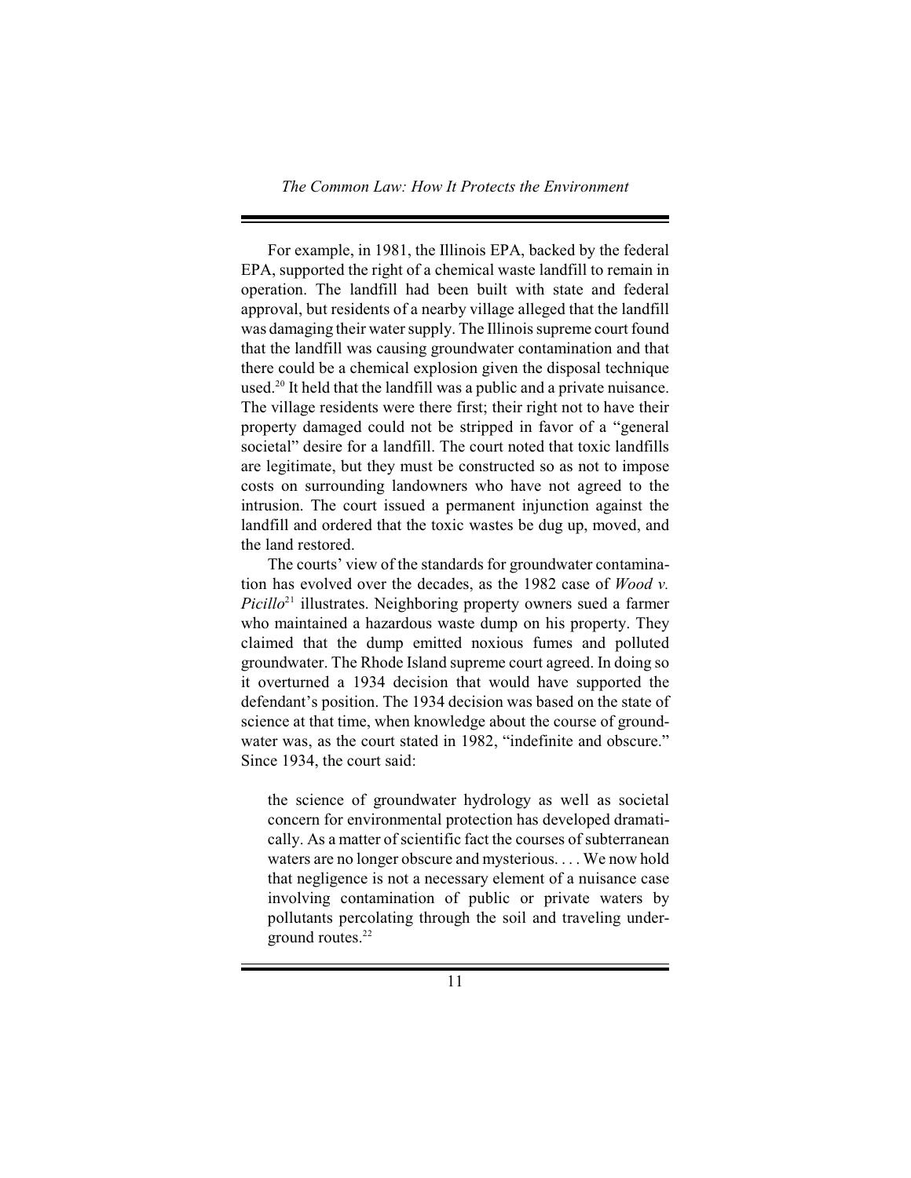For example, in 1981, the Illinois EPA, backed by the federal EPA, supported the right of a chemical waste landfill to remain in operation. The landfill had been built with state and federal approval, but residents of a nearby village alleged that the landfill was damaging their water supply. The Illinois supreme court found that the landfill was causing groundwater contamination and that there could be a chemical explosion given the disposal technique used.[20] It held that the landfill was a public and a private nuisance. The village residents were there first; their right not to have their property damaged could not be stripped in favor of a "general societal" desire for a landfill. The court noted that toxic landfills are legitimate, but they must be constructed so as not to impose costs on surrounding landowners who have not agreed to the intrusion. The court issued a permanent injunction against the landfill and ordered that the toxic wastes be dug up, moved, and the land restored.

The courts' view of the standards for groundwater contamination has evolved over the decades, as the 1982 case of *Wood v. Picillo*[21] illustrates. Neighboring property owners sued a farmer who maintained a hazardous waste dump on his property. They claimed that the dump emitted noxious fumes and polluted groundwater. The Rhode Island supreme court agreed. In doing so it overturned a 1934 decision that would have supported the defendant's position. The 1934 decision was based on the state of science at that time, when knowledge about the course of groundwater was, as the court stated in 1982, "indefinite and obscure." Since 1934, the court said:

> the science of groundwater hydrology as well as societal concern for environmental protection has developed dramatically. As a matter of scientific fact the courses of subterranean waters are no longer obscure and mysterious. . . . We now hold that negligence is not a necessary element of a nuisance case involving contamination of public or private waters by pollutants percolating through the soil and traveling underground routes.[22]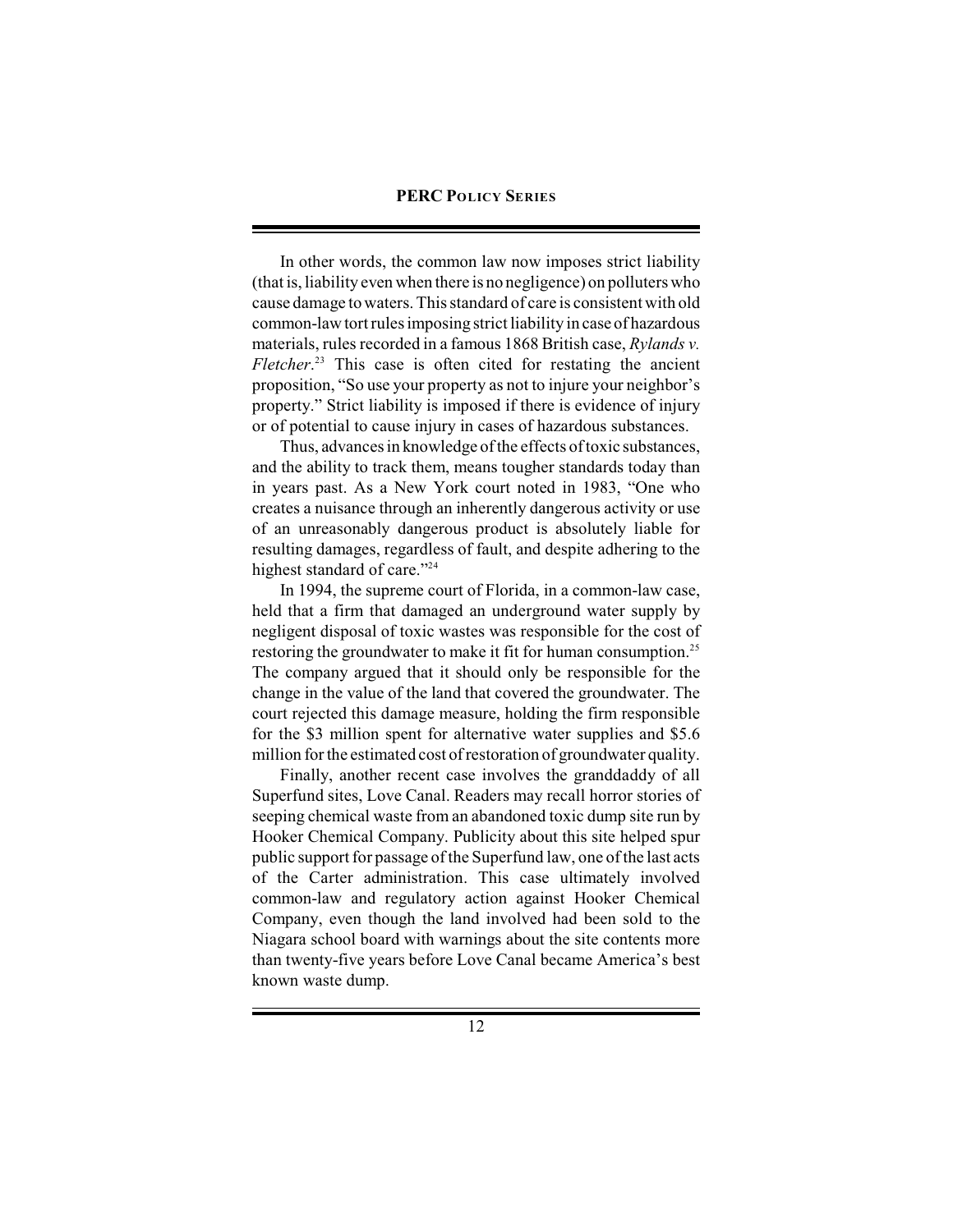In other words, the common law now imposes strict liability (that is, liability even when there is no negligence) on polluters who cause damage to waters. This standard of care is consistent with old common-law tort rules imposing strict liability in case of hazardous materials, rules recorded in a famous 1868 British case, *Rylands v. Fletcher*.[23] This case is often cited for restating the ancient proposition, "So use your property as not to injure your neighbor's property." Strict liability is imposed if there is evidence of injury or of potential to cause injury in cases of hazardous substances.

Thus, advances in knowledge of the effects of toxic substances, and the ability to track them, means tougher standards today than in years past. As a New York court noted in 1983, "One who creates a nuisance through an inherently dangerous activity or use of an unreasonably dangerous product is absolutely liable for resulting damages, regardless of fault, and despite adhering to the highest standard of care."[24]

In 1994, the supreme court of Florida, in a common-law case, held that a firm that damaged an underground water supply by negligent disposal of toxic wastes was responsible for the cost of restoring the groundwater to make it fit for human consumption.[25] The company argued that it should only be responsible for the change in the value of the land that covered the groundwater. The court rejected this damage measure, holding the firm responsible for the $3 million spent for alternative water supplies and $5.6 million for the estimated cost of restoration of groundwater quality.

Finally, another recent case involves the granddaddy of all Superfund sites, Love Canal. Readers may recall horror stories of seeping chemical waste from an abandoned toxic dump site run by Hooker Chemical Company. Publicity about this site helped spur public support for passage of the Superfund law, one of the last acts of the Carter administration. This case ultimately involved common-law and regulatory action against Hooker Chemical Company, even though the land involved had been sold to the Niagara school board with warnings about the site contents more than twenty-five years before Love Canal became America's best known waste dump.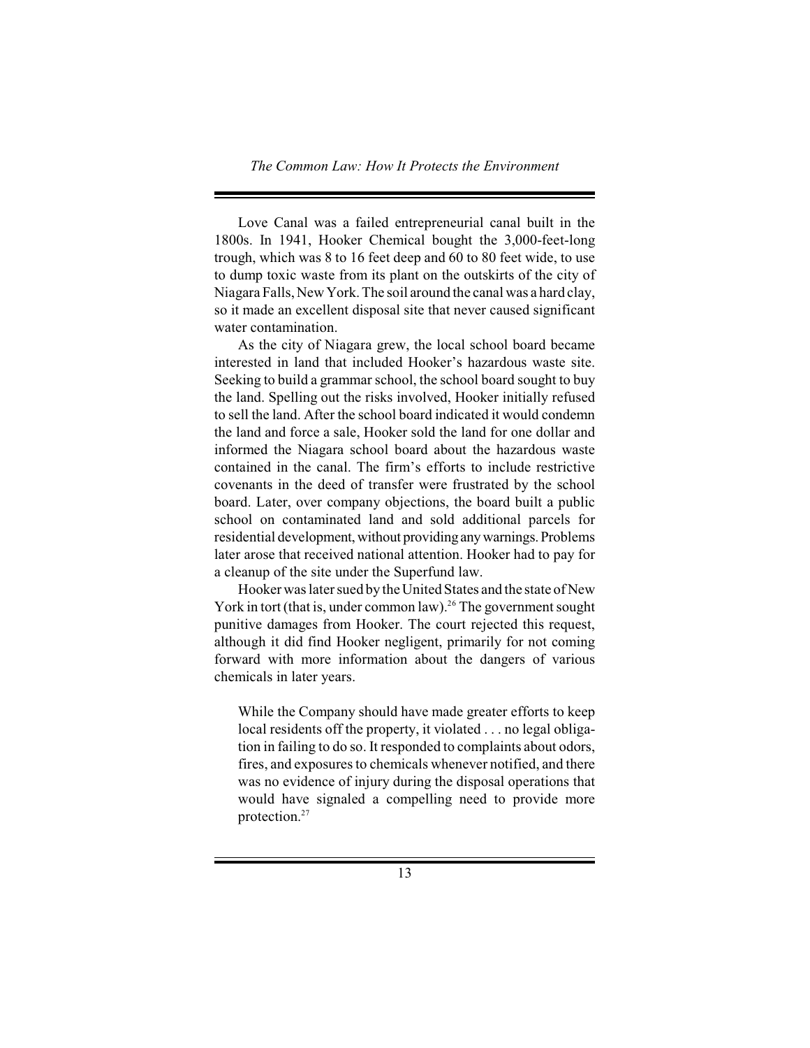Love Canal was a failed entrepreneurial canal built in the 1800s. In 1941, Hooker Chemical bought the 3,000-feet-long trough, which was 8 to 16 feet deep and 60 to 80 feet wide, to use to dump toxic waste from its plant on the outskirts of the city of Niagara Falls, New York. The soil around the canal was a hard clay, so it made an excellent disposal site that never caused significant water contamination.

As the city of Niagara grew, the local school board became interested in land that included Hooker's hazardous waste site. Seeking to build a grammar school, the school board sought to buy the land. Spelling out the risks involved, Hooker initially refused to sell the land. After the school board indicated it would condemn the land and force a sale, Hooker sold the land for one dollar and informed the Niagara school board about the hazardous waste contained in the canal. The firm's efforts to include restrictive covenants in the deed of transfer were frustrated by the school board. Later, over company objections, the board built a public school on contaminated land and sold additional parcels for residential development, without providing any warnings. Problems later arose that received national attention. Hooker had to pay for a cleanup of the site under the Superfund law.

Hooker was later sued by the United States and the state of New York in tort (that is, under common law).[26] The government sought punitive damages from Hooker. The court rejected this request, although it did find Hooker negligent, primarily for not coming forward with more information about the dangers of various chemicals in later years.

> While the Company should have made greater efforts to keep local residents off the property, it violated . . . no legal obligation in failing to do so. It responded to complaints about odors, fires, and exposures to chemicals whenever notified, and there was no evidence of injury during the disposal operations that would have signaled a compelling need to provide more protection.[27]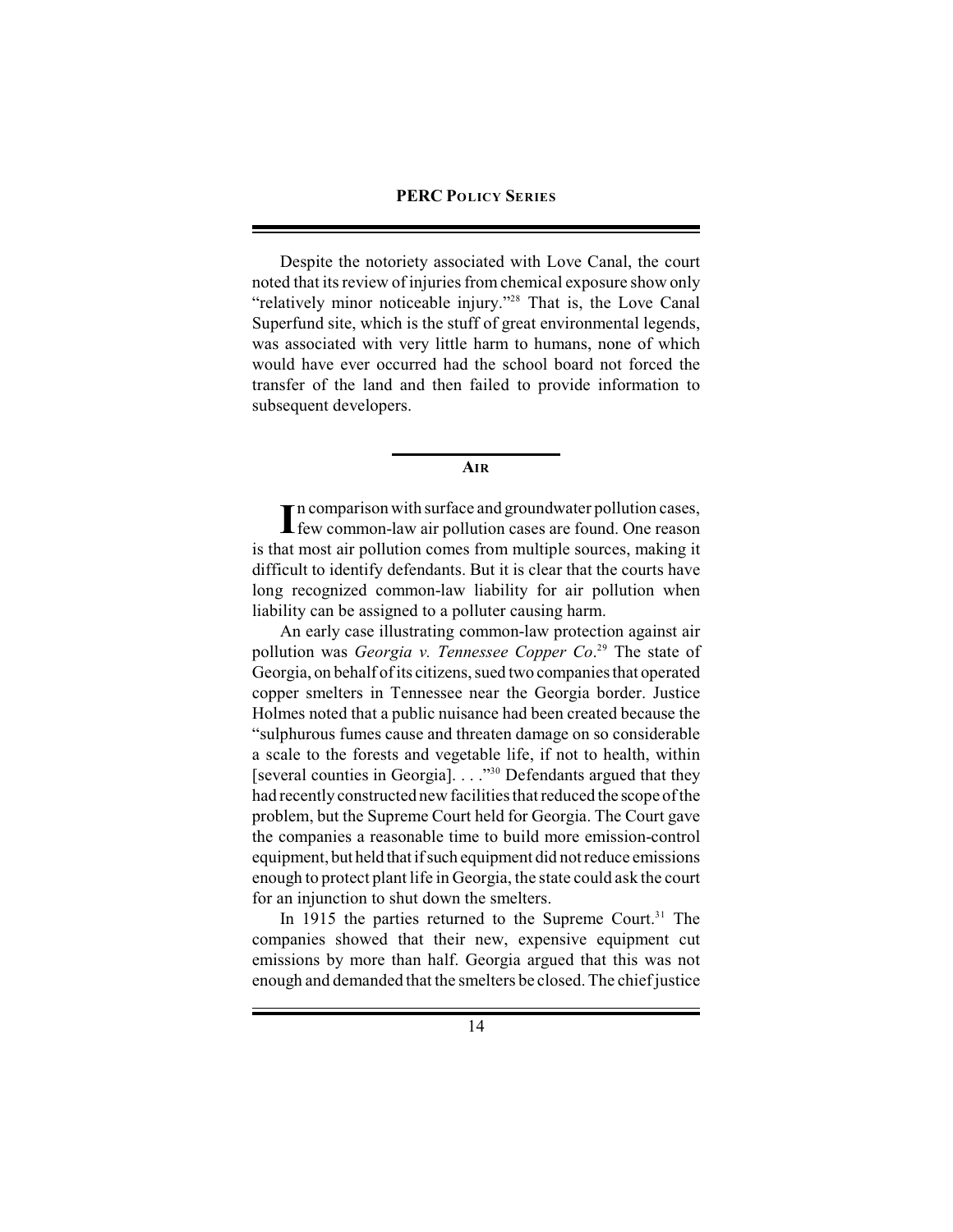Despite the notoriety associated with Love Canal, the court noted that its review of injuries from chemical exposure show only "relatively minor noticeable injury."[28] That is, the Love Canal Superfund site, which is the stuff of great environmental legends, was associated with very little harm to humans, none of which would have ever occurred had the school board not forced the transfer of the land and then failed to provide information to subsequent developers.

## AIR

In comparison with surface and groundwater pollution cases, few common-law air pollution cases are found. One reason is that most air pollution comes from multiple sources, making it difficult to identify defendants. But it is clear that the courts have long recognized common-law liability for air pollution when liability can be assigned to a polluter causing harm.

An early case illustrating common-law protection against air pollution was *Georgia v. Tennessee Copper Co*.[29] The state of Georgia, on behalf of its citizens, sued two companies that operated copper smelters in Tennessee near the Georgia border. Justice Holmes noted that a public nuisance had been created because the "sulphurous fumes cause and threaten damage on so considerable a scale to the forests and vegetable life, if not to health, within [several counties in Georgia]. . . ."[30] Defendants argued that they had recently constructed new facilities that reduced the scope of the problem, but the Supreme Court held for Georgia. The Court gave the companies a reasonable time to build more emission-control equipment, but held that if such equipment did not reduce emissions enough to protect plant life in Georgia, the state could ask the court for an injunction to shut down the smelters.

In 1915 the parties returned to the Supreme Court.[31] The companies showed that their new, expensive equipment cut emissions by more than half. Georgia argued that this was not enough and demanded that the smelters be closed. The chief justice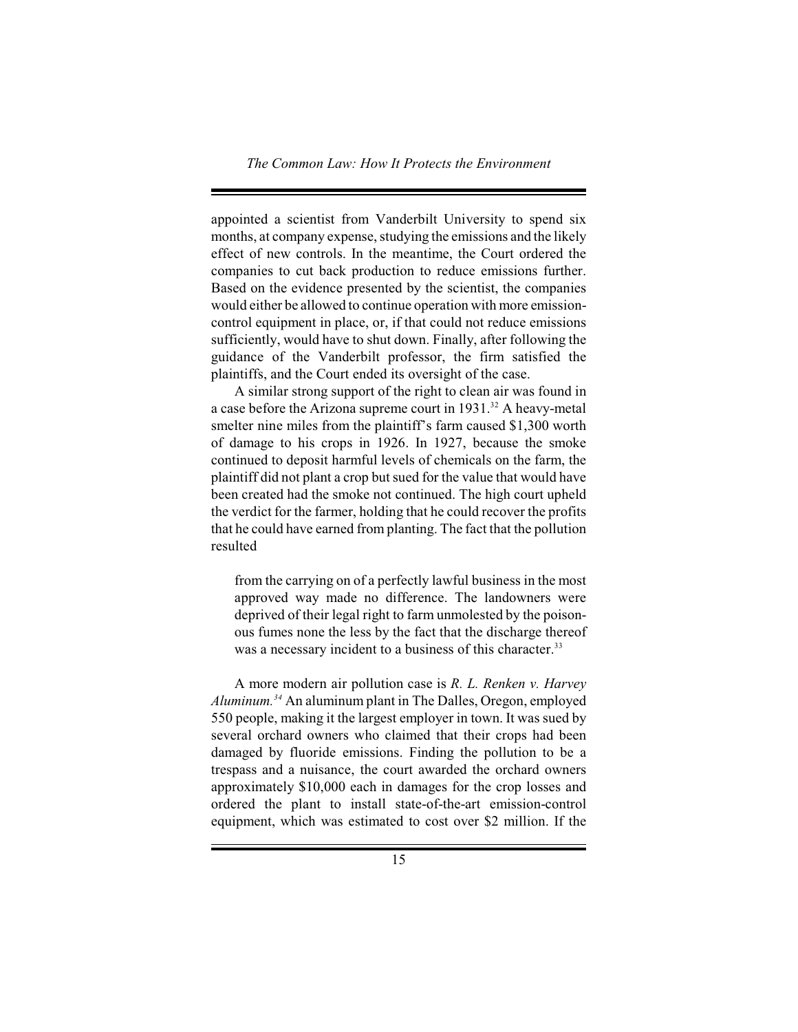appointed a scientist from Vanderbilt University to spend six months, at company expense, studying the emissions and the likely effect of new controls. In the meantime, the Court ordered the companies to cut back production to reduce emissions further. Based on the evidence presented by the scientist, the companies would either be allowed to continue operation with more emission-control equipment in place, or, if that could not reduce emissions sufficiently, would have to shut down. Finally, after following the guidance of the Vanderbilt professor, the firm satisfied the plaintiffs, and the Court ended its oversight of the case.

A similar strong support of the right to clean air was found in a case before the Arizona supreme court in 1931.[32] A heavy-metal smelter nine miles from the plaintiff's farm caused $1,300 worth of damage to his crops in 1926. In 1927, because the smoke continued to deposit harmful levels of chemicals on the farm, the plaintiff did not plant a crop but sued for the value that would have been created had the smoke not continued. The high court upheld the verdict for the farmer, holding that he could recover the profits that he could have earned from planting. The fact that the pollution resulted

> from the carrying on of a perfectly lawful business in the most approved way made no difference. The landowners were deprived of their legal right to farm unmolested by the poisonous fumes none the less by the fact that the discharge thereof was a necessary incident to a business of this character.[33]

A more modern air pollution case is *R. L. Renken v. Harvey Aluminum.*[34] An aluminum plant in The Dalles, Oregon, employed 550 people, making it the largest employer in town. It was sued by several orchard owners who claimed that their crops had been damaged by fluoride emissions. Finding the pollution to be a trespass and a nuisance, the court awarded the orchard owners approximately $10,000 each in damages for the crop losses and ordered the plant to install state-of-the-art emission-control equipment, which was estimated to cost over $2 million. If the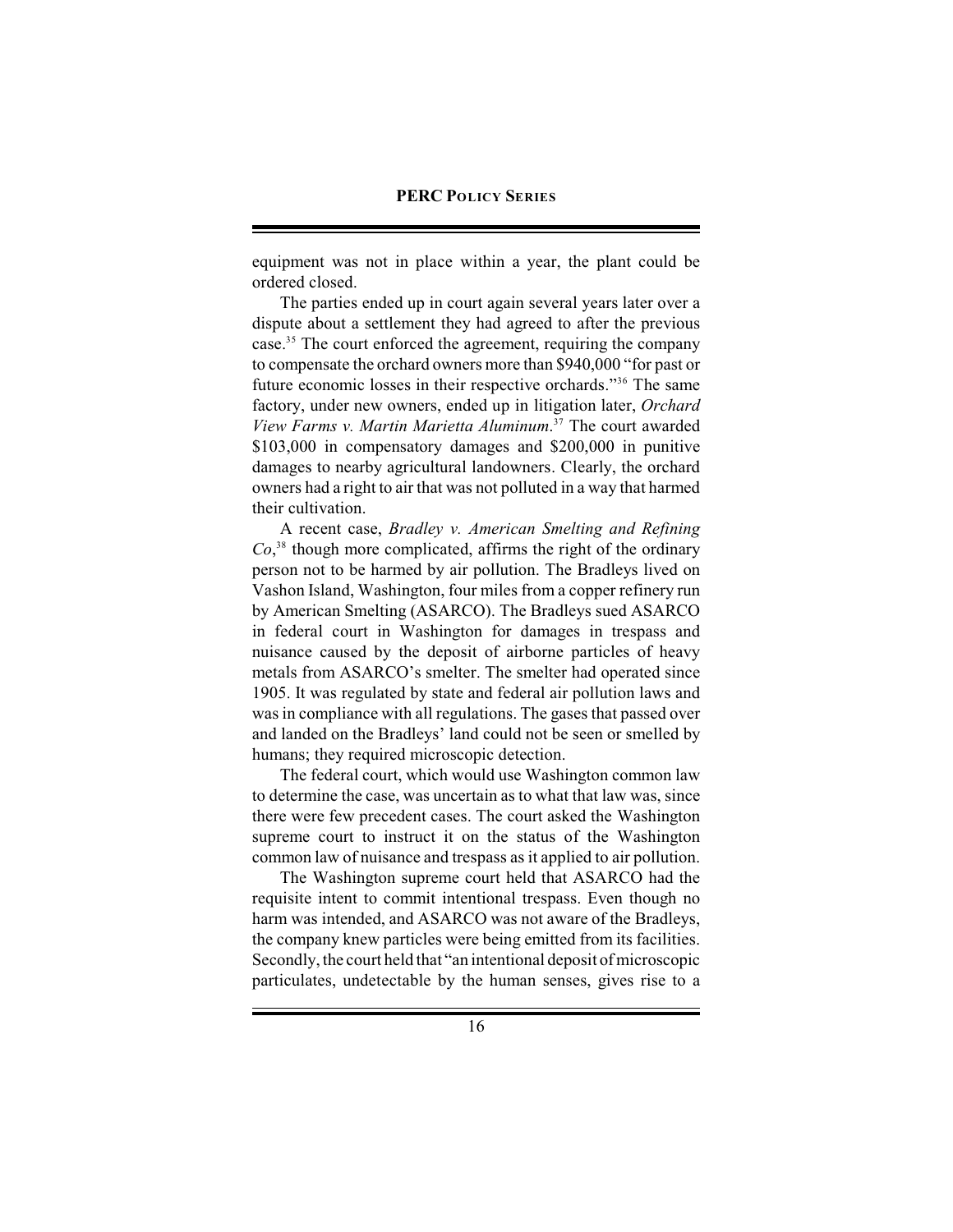equipment was not in place within a year, the plant could be ordered closed.

The parties ended up in court again several years later over a dispute about a settlement they had agreed to after the previous case.[35] The court enforced the agreement, requiring the company to compensate the orchard owners more than $940,000 "for past or future economic losses in their respective orchards."[36] The same factory, under new owners, ended up in litigation later, *Orchard View Farms v. Martin Marietta Aluminum*.[37] The court awarded $103,000 in compensatory damages and $200,000 in punitive damages to nearby agricultural landowners. Clearly, the orchard owners had a right to air that was not polluted in a way that harmed their cultivation.

A recent case, *Bradley v. American Smelting and Refining Co*,[38] though more complicated, affirms the right of the ordinary person not to be harmed by air pollution. The Bradleys lived on Vashon Island, Washington, four miles from a copper refinery run by American Smelting (ASARCO). The Bradleys sued ASARCO in federal court in Washington for damages in trespass and nuisance caused by the deposit of airborne particles of heavy metals from ASARCO's smelter. The smelter had operated since 1905. It was regulated by state and federal air pollution laws and was in compliance with all regulations. The gases that passed over and landed on the Bradleys' land could not be seen or smelled by humans; they required microscopic detection.

The federal court, which would use Washington common law to determine the case, was uncertain as to what that law was, since there were few precedent cases. The court asked the Washington supreme court to instruct it on the status of the Washington common law of nuisance and trespass as it applied to air pollution.

The Washington supreme court held that ASARCO had the requisite intent to commit intentional trespass. Even though no harm was intended, and ASARCO was not aware of the Bradleys, the company knew particles were being emitted from its facilities. Secondly, the court held that "an intentional deposit of microscopic particulates, undetectable by the human senses, gives rise to a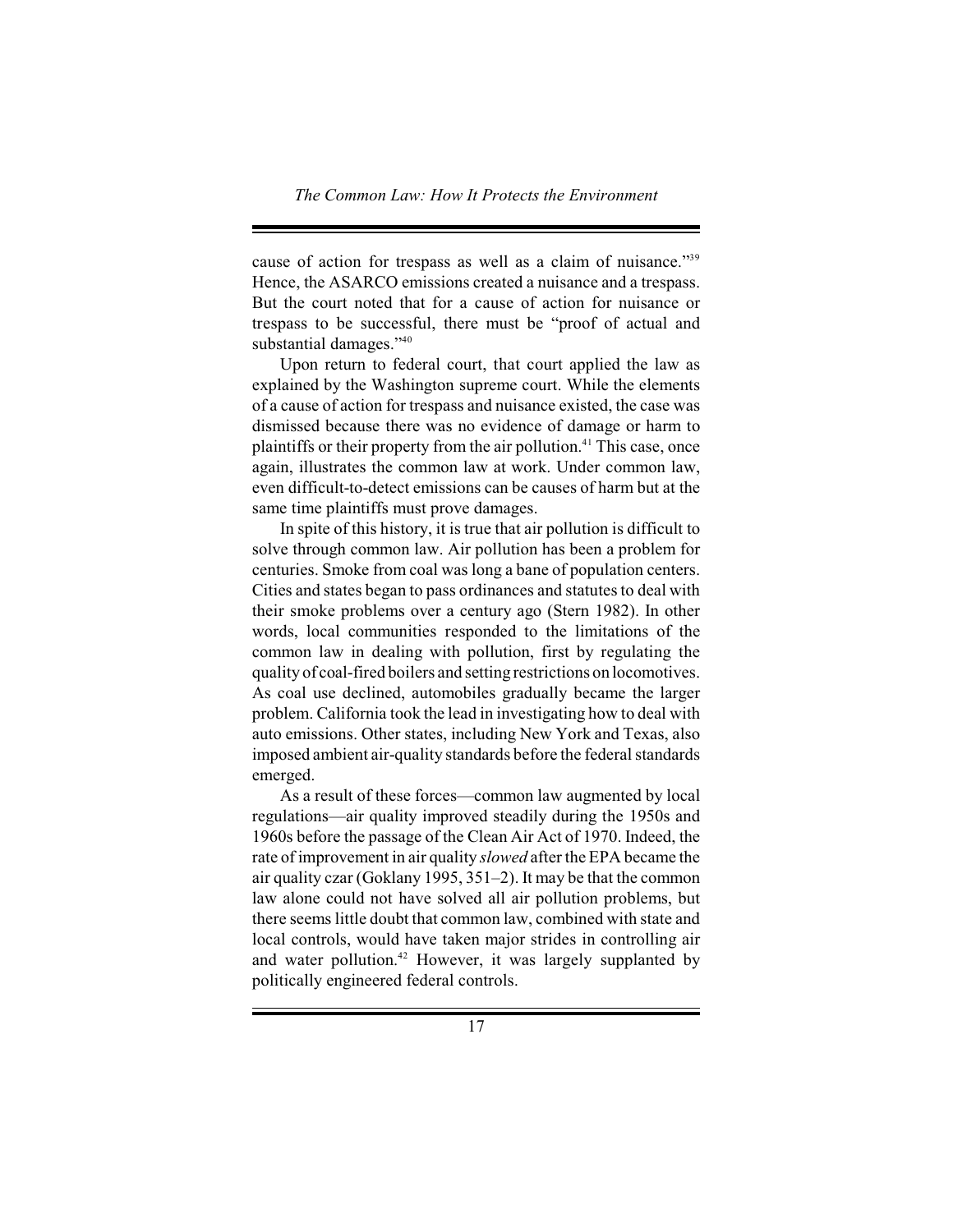cause of action for trespass as well as a claim of nuisance."[39] Hence, the ASARCO emissions created a nuisance and a trespass. But the court noted that for a cause of action for nuisance or trespass to be successful, there must be "proof of actual and substantial damages."[40]

Upon return to federal court, that court applied the law as explained by the Washington supreme court. While the elements of a cause of action for trespass and nuisance existed, the case was dismissed because there was no evidence of damage or harm to plaintiffs or their property from the air pollution.[41] This case, once again, illustrates the common law at work. Under common law, even difficult-to-detect emissions can be causes of harm but at the same time plaintiffs must prove damages.

In spite of this history, it is true that air pollution is difficult to solve through common law. Air pollution has been a problem for centuries. Smoke from coal was long a bane of population centers. Cities and states began to pass ordinances and statutes to deal with their smoke problems over a century ago (Stern 1982). In other words, local communities responded to the limitations of the common law in dealing with pollution, first by regulating the quality of coal-fired boilers and setting restrictions on locomotives. As coal use declined, automobiles gradually became the larger problem. California took the lead in investigating how to deal with auto emissions. Other states, including New York and Texas, also imposed ambient air-quality standards before the federal standards emerged.

As a result of these forces—common law augmented by local regulations—air quality improved steadily during the 1950s and 1960s before the passage of the Clean Air Act of 1970. Indeed, the rate of improvement in air quality *slowed* after the EPA became the air quality czar (Goklany 1995, 351–2). It may be that the common law alone could not have solved all air pollution problems, but there seems little doubt that common law, combined with state and local controls, would have taken major strides in controlling air and water pollution.[42] However, it was largely supplanted by politically engineered federal controls.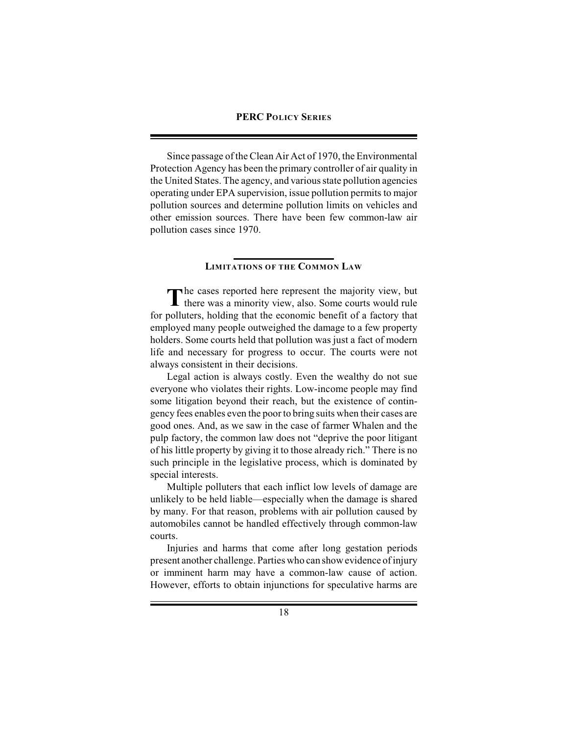Since passage of the Clean Air Act of 1970, the Environmental Protection Agency has been the primary controller of air quality in the United States. The agency, and various state pollution agencies operating under EPA supervision, issue pollution permits to major pollution sources and determine pollution limits on vehicles and other emission sources. There have been few common-law air pollution cases since 1970.

## LIMITATIONS OF THE COMMON LAW

The cases reported here represent the majority view, but there was a minority view, also. Some courts would rule for polluters, holding that the economic benefit of a factory that employed many people outweighed the damage to a few property holders. Some courts held that pollution was just a fact of modern life and necessary for progress to occur. The courts were not always consistent in their decisions.

Legal action is always costly. Even the wealthy do not sue everyone who violates their rights. Low-income people may find some litigation beyond their reach, but the existence of contingency fees enables even the poor to bring suits when their cases are good ones. And, as we saw in the case of farmer Whalen and the pulp factory, the common law does not "deprive the poor litigant of his little property by giving it to those already rich." There is no such principle in the legislative process, which is dominated by special interests.

Multiple polluters that each inflict low levels of damage are unlikely to be held liable—especially when the damage is shared by many. For that reason, problems with air pollution caused by automobiles cannot be handled effectively through common-law courts.

Injuries and harms that come after long gestation periods present another challenge. Parties who can show evidence of injury or imminent harm may have a common-law cause of action. However, efforts to obtain injunctions for speculative harms are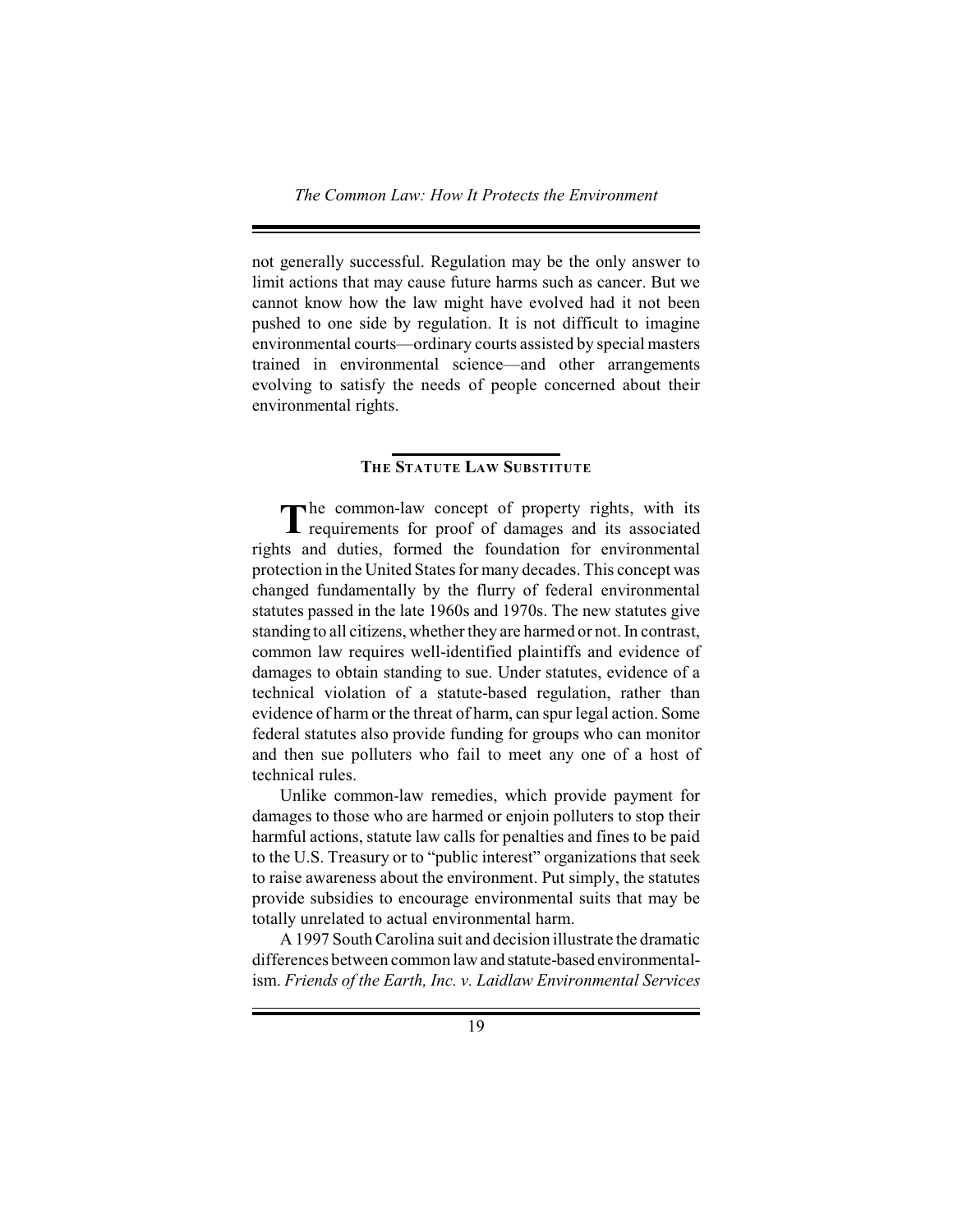not generally successful. Regulation may be the only answer to limit actions that may cause future harms such as cancer. But we cannot know how the law might have evolved had it not been pushed to one side by regulation. It is not difficult to imagine environmental courts—ordinary courts assisted by special masters trained in environmental science—and other arrangements evolving to satisfy the needs of people concerned about their environmental rights.

## The Statute Law Substitute

The common-law concept of property rights, with its requirements for proof of damages and its associated rights and duties, formed the foundation for environmental protection in the United States for many decades. This concept was changed fundamentally by the flurry of federal environmental statutes passed in the late 1960s and 1970s. The new statutes give standing to all citizens, whether they are harmed or not. In contrast, common law requires well-identified plaintiffs and evidence of damages to obtain standing to sue. Under statutes, evidence of a technical violation of a statute-based regulation, rather than evidence of harm or the threat of harm, can spur legal action. Some federal statutes also provide funding for groups who can monitor and then sue polluters who fail to meet any one of a host of technical rules.

Unlike common-law remedies, which provide payment for damages to those who are harmed or enjoin polluters to stop their harmful actions, statute law calls for penalties and fines to be paid to the U.S. Treasury or to "public interest" organizations that seek to raise awareness about the environment. Put simply, the statutes provide subsidies to encourage environmental suits that may be totally unrelated to actual environmental harm.

A 1997 South Carolina suit and decision illustrate the dramatic differences between common law and statute-based environmentalism. *Friends of the Earth, Inc. v. Laidlaw Environmental Services*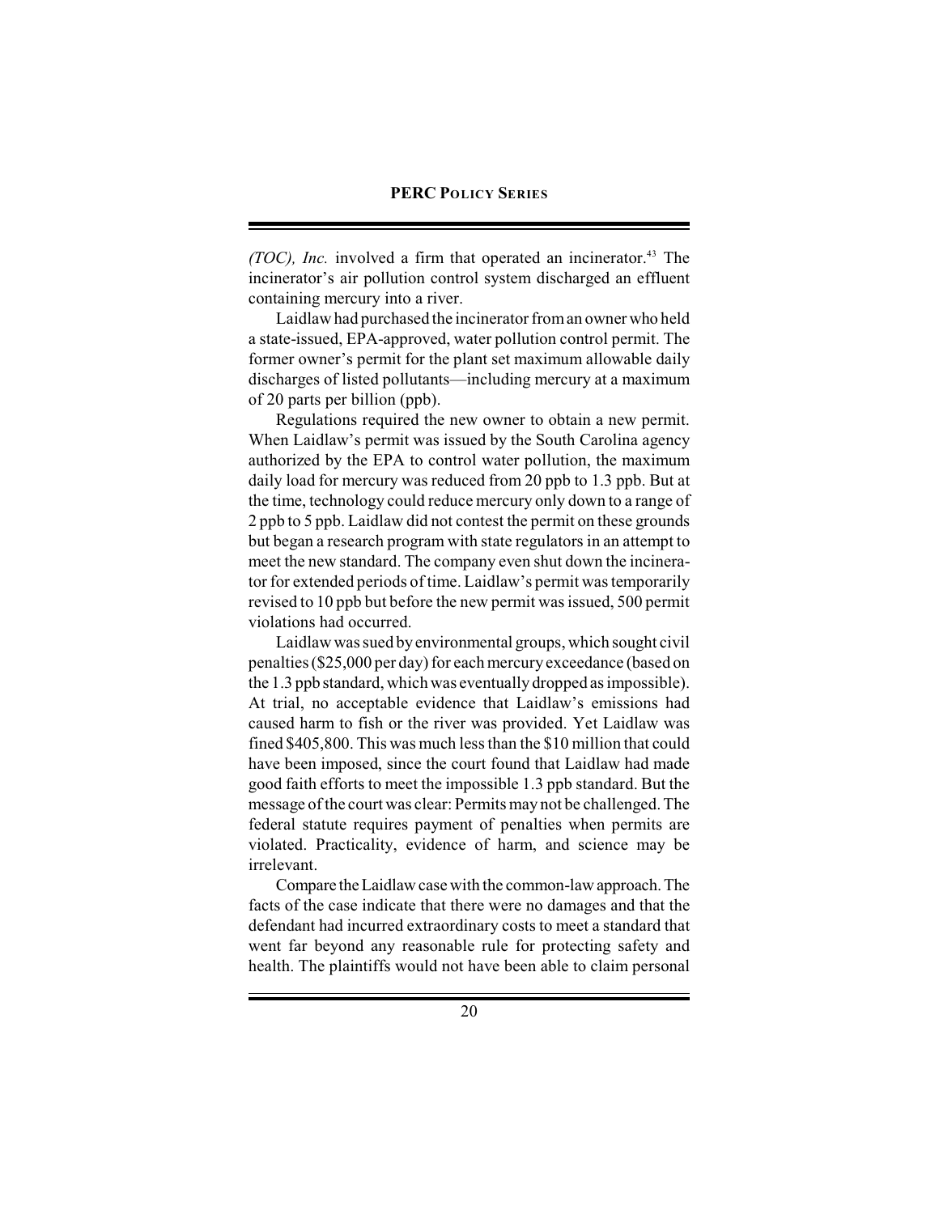*(TOC), Inc.* involved a firm that operated an incinerator.[43] The incinerator's air pollution control system discharged an effluent containing mercury into a river.

Laidlaw had purchased the incinerator from an owner who held a state-issued, EPA-approved, water pollution control permit. The former owner's permit for the plant set maximum allowable daily discharges of listed pollutants—including mercury at a maximum of 20 parts per billion (ppb).

Regulations required the new owner to obtain a new permit. When Laidlaw's permit was issued by the South Carolina agency authorized by the EPA to control water pollution, the maximum daily load for mercury was reduced from 20 ppb to 1.3 ppb. But at the time, technology could reduce mercury only down to a range of 2 ppb to 5 ppb. Laidlaw did not contest the permit on these grounds but began a research program with state regulators in an attempt to meet the new standard. The company even shut down the incinerator for extended periods of time. Laidlaw's permit was temporarily revised to 10 ppb but before the new permit was issued, 500 permit violations had occurred.

Laidlaw was sued by environmental groups, which sought civil penalties ($25,000 per day) for each mercury exceedance (based on the 1.3 ppb standard, which was eventually dropped as impossible). At trial, no acceptable evidence that Laidlaw's emissions had caused harm to fish or the river was provided. Yet Laidlaw was fined $405,800. This was much less than the $10 million that could have been imposed, since the court found that Laidlaw had made good faith efforts to meet the impossible 1.3 ppb standard. But the message of the court was clear: Permits may not be challenged. The federal statute requires payment of penalties when permits are violated. Practicality, evidence of harm, and science may be irrelevant.

Compare the Laidlaw case with the common-law approach. The facts of the case indicate that there were no damages and that the defendant had incurred extraordinary costs to meet a standard that went far beyond any reasonable rule for protecting safety and health. The plaintiffs would not have been able to claim personal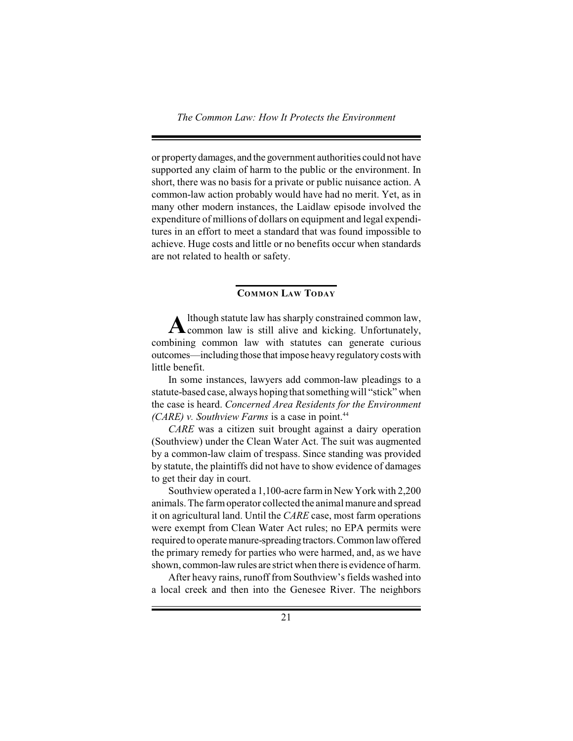or property damages, and the government authorities could not have supported any claim of harm to the public or the environment. In short, there was no basis for a private or public nuisance action. A common-law action probably would have had no merit. Yet, as in many other modern instances, the Laidlaw episode involved the expenditure of millions of dollars on equipment and legal expenditures in an effort to meet a standard that was found impossible to achieve. Huge costs and little or no benefits occur when standards are not related to health or safety.

## COMMON LAW TODAY

Although statute law has sharply constrained common law, common law is still alive and kicking. Unfortunately, combining common law with statutes can generate curious outcomes—including those that impose heavy regulatory costs with little benefit.

In some instances, lawyers add common-law pleadings to a statute-based case, always hoping that something will "stick" when the case is heard. *Concerned Area Residents for the Environment (CARE) v. Southview Farms* is a case in point.[44]

*CARE* was a citizen suit brought against a dairy operation (Southview) under the Clean Water Act. The suit was augmented by a common-law claim of trespass. Since standing was provided by statute, the plaintiffs did not have to show evidence of damages to get their day in court.

Southview operated a 1,100-acre farm in New York with 2,200 animals. The farm operator collected the animal manure and spread it on agricultural land. Until the *CARE* case, most farm operations were exempt from Clean Water Act rules; no EPA permits were required to operate manure-spreading tractors. Common law offered the primary remedy for parties who were harmed, and, as we have shown, common-law rules are strict when there is evidence of harm.

After heavy rains, runoff from Southview's fields washed into a local creek and then into the Genesee River. The neighbors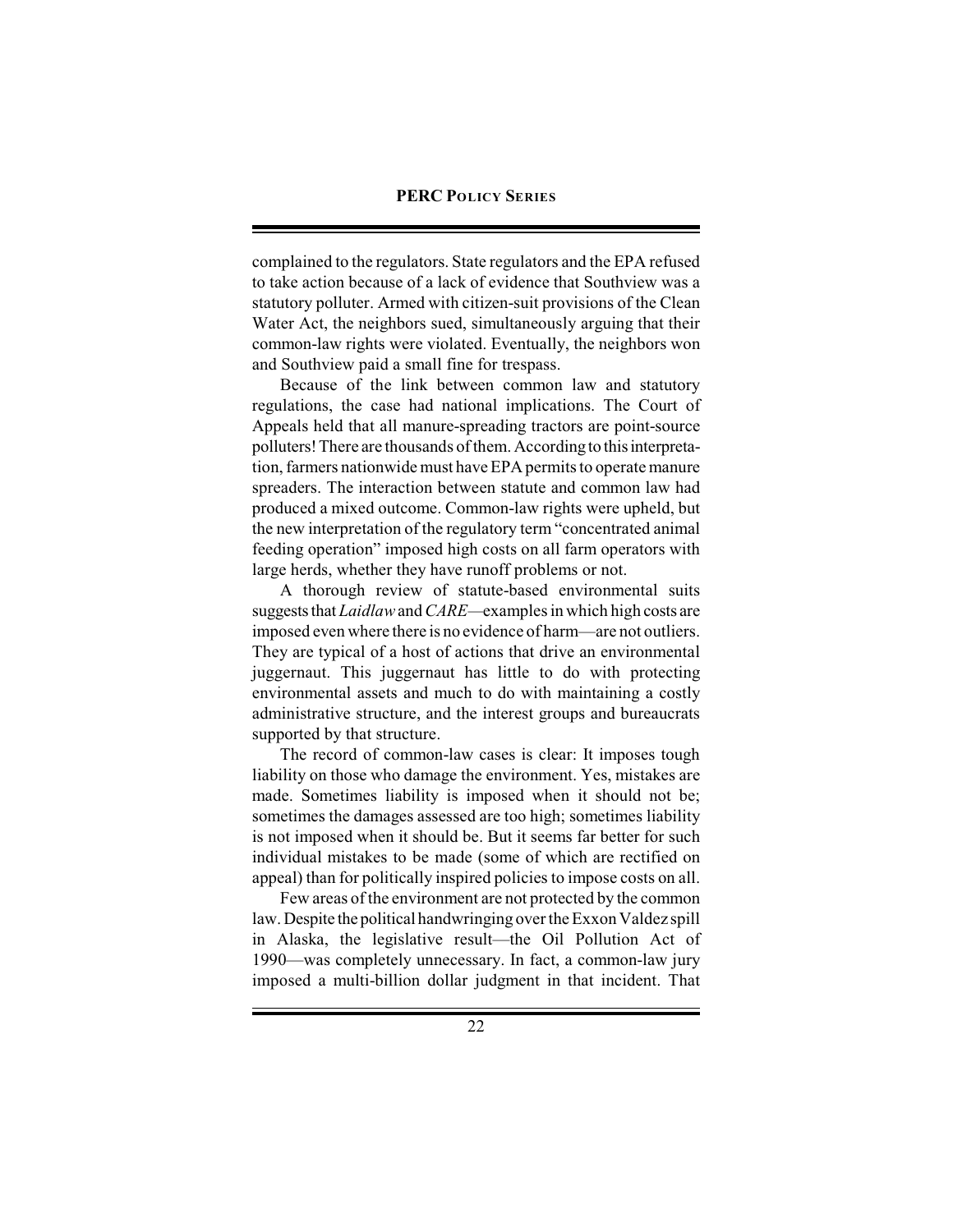complained to the regulators. State regulators and the EPA refused to take action because of a lack of evidence that Southview was a statutory polluter. Armed with citizen-suit provisions of the Clean Water Act, the neighbors sued, simultaneously arguing that their common-law rights were violated. Eventually, the neighbors won and Southview paid a small fine for trespass.

Because of the link between common law and statutory regulations, the case had national implications. The Court of Appeals held that all manure-spreading tractors are point-source polluters! There are thousands of them. According to this interpretation, farmers nationwide must have EPA permits to operate manure spreaders. The interaction between statute and common law had produced a mixed outcome. Common-law rights were upheld, but the new interpretation of the regulatory term "concentrated animal feeding operation" imposed high costs on all farm operators with large herds, whether they have runoff problems or not.

A thorough review of statute-based environmental suits suggests that *Laidlaw* and *CARE*—examples in which high costs are imposed even where there is no evidence of harm—are not outliers. They are typical of a host of actions that drive an environmental juggernaut. This juggernaut has little to do with protecting environmental assets and much to do with maintaining a costly administrative structure, and the interest groups and bureaucrats supported by that structure.

The record of common-law cases is clear: It imposes tough liability on those who damage the environment. Yes, mistakes are made. Sometimes liability is imposed when it should not be; sometimes the damages assessed are too high; sometimes liability is not imposed when it should be. But it seems far better for such individual mistakes to be made (some of which are rectified on appeal) than for politically inspired policies to impose costs on all.

Few areas of the environment are not protected by the common law. Despite the political handwringing over the Exxon Valdez spill in Alaska, the legislative result—the Oil Pollution Act of 1990—was completely unnecessary. In fact, a common-law jury imposed a multi-billion dollar judgment in that incident. That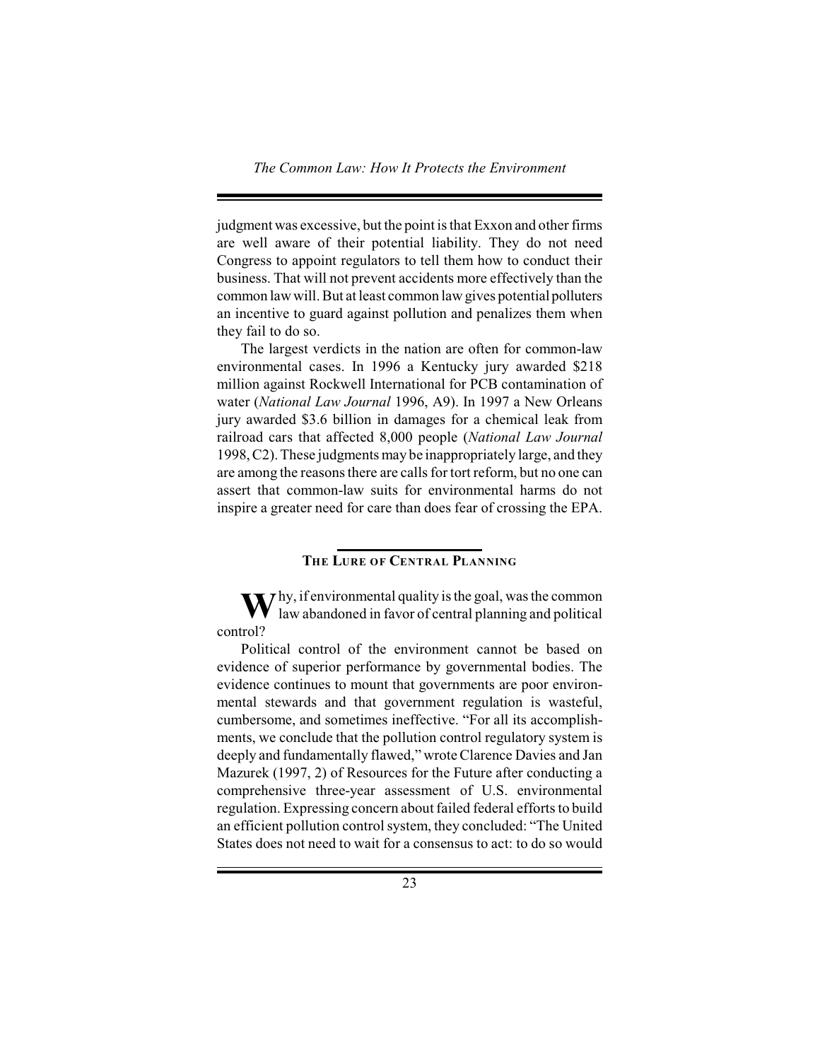judgment was excessive, but the point is that Exxon and other firms are well aware of their potential liability. They do not need Congress to appoint regulators to tell them how to conduct their business. That will not prevent accidents more effectively than the common law will. But at least common law gives potential polluters an incentive to guard against pollution and penalizes them when they fail to do so.

The largest verdicts in the nation are often for common-law environmental cases. In 1996 a Kentucky jury awarded $218 million against Rockwell International for PCB contamination of water (*National Law Journal* 1996, A9). In 1997 a New Orleans jury awarded $3.6 billion in damages for a chemical leak from railroad cars that affected 8,000 people (*National Law Journal* 1998, C2). These judgments may be inappropriately large, and they are among the reasons there are calls for tort reform, but no one can assert that common-law suits for environmental harms do not inspire a greater need for care than does fear of crossing the EPA.

## The Lure of Central Planning

Why, if environmental quality is the goal, was the common law abandoned in favor of central planning and political control?

Political control of the environment cannot be based on evidence of superior performance by governmental bodies. The evidence continues to mount that governments are poor environmental stewards and that government regulation is wasteful, cumbersome, and sometimes ineffective. "For all its accomplishments, we conclude that the pollution control regulatory system is deeply and fundamentally flawed," wrote Clarence Davies and Jan Mazurek (1997, 2) of Resources for the Future after conducting a comprehensive three-year assessment of U.S. environmental regulation. Expressing concern about failed federal efforts to build an efficient pollution control system, they concluded: "The United States does not need to wait for a consensus to act: to do so would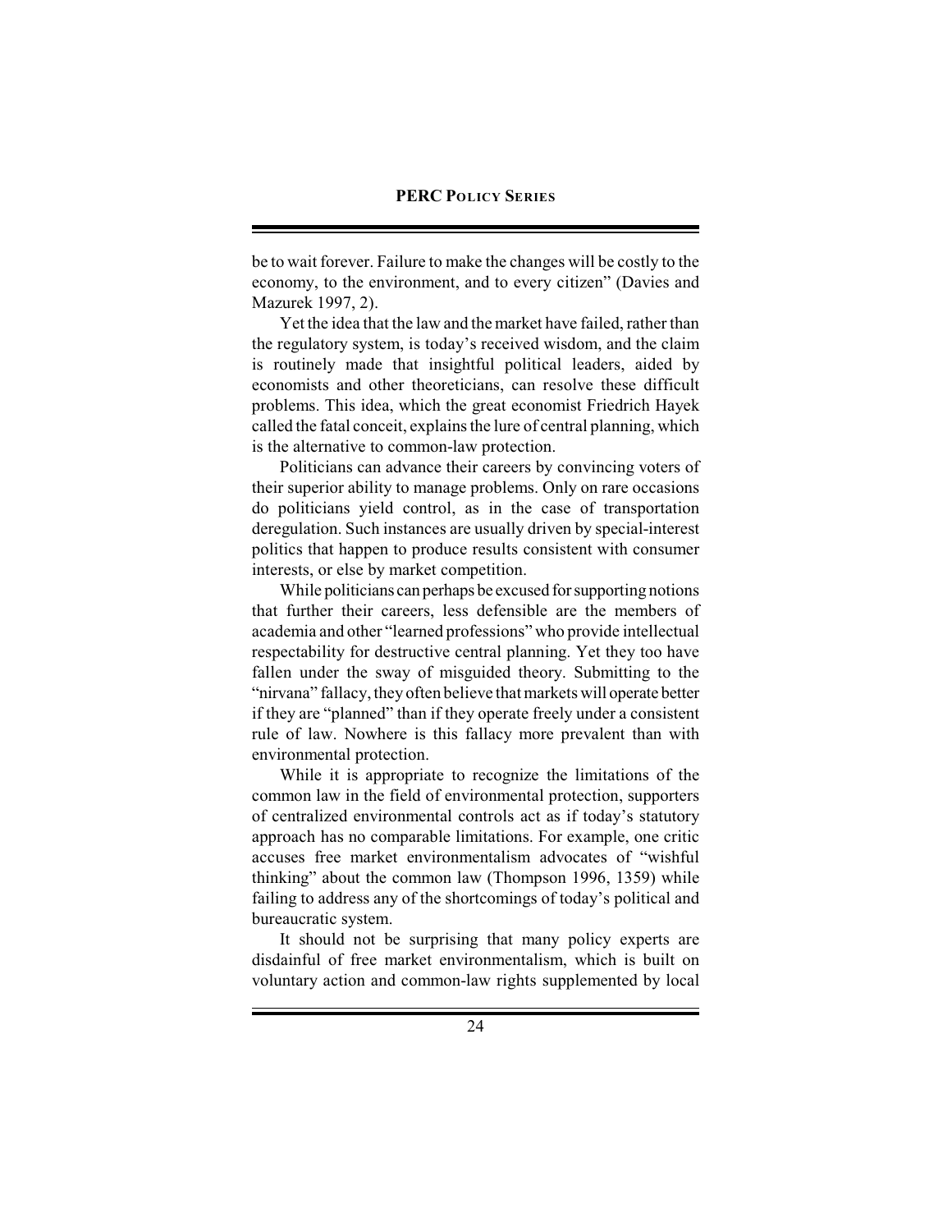be to wait forever. Failure to make the changes will be costly to the economy, to the environment, and to every citizen" (Davies and Mazurek 1997, 2).

Yet the idea that the law and the market have failed, rather than the regulatory system, is today's received wisdom, and the claim is routinely made that insightful political leaders, aided by economists and other theoreticians, can resolve these difficult problems. This idea, which the great economist Friedrich Hayek called the fatal conceit, explains the lure of central planning, which is the alternative to common-law protection.

Politicians can advance their careers by convincing voters of their superior ability to manage problems. Only on rare occasions do politicians yield control, as in the case of transportation deregulation. Such instances are usually driven by special-interest politics that happen to produce results consistent with consumer interests, or else by market competition.

While politicians can perhaps be excused for supporting notions that further their careers, less defensible are the members of academia and other "learned professions" who provide intellectual respectability for destructive central planning. Yet they too have fallen under the sway of misguided theory. Submitting to the "nirvana" fallacy, they often believe that markets will operate better if they are "planned" than if they operate freely under a consistent rule of law. Nowhere is this fallacy more prevalent than with environmental protection.

While it is appropriate to recognize the limitations of the common law in the field of environmental protection, supporters of centralized environmental controls act as if today's statutory approach has no comparable limitations. For example, one critic accuses free market environmentalism advocates of "wishful thinking" about the common law (Thompson 1996, 1359) while failing to address any of the shortcomings of today's political and bureaucratic system.

It should not be surprising that many policy experts are disdainful of free market environmentalism, which is built on voluntary action and common-law rights supplemented by local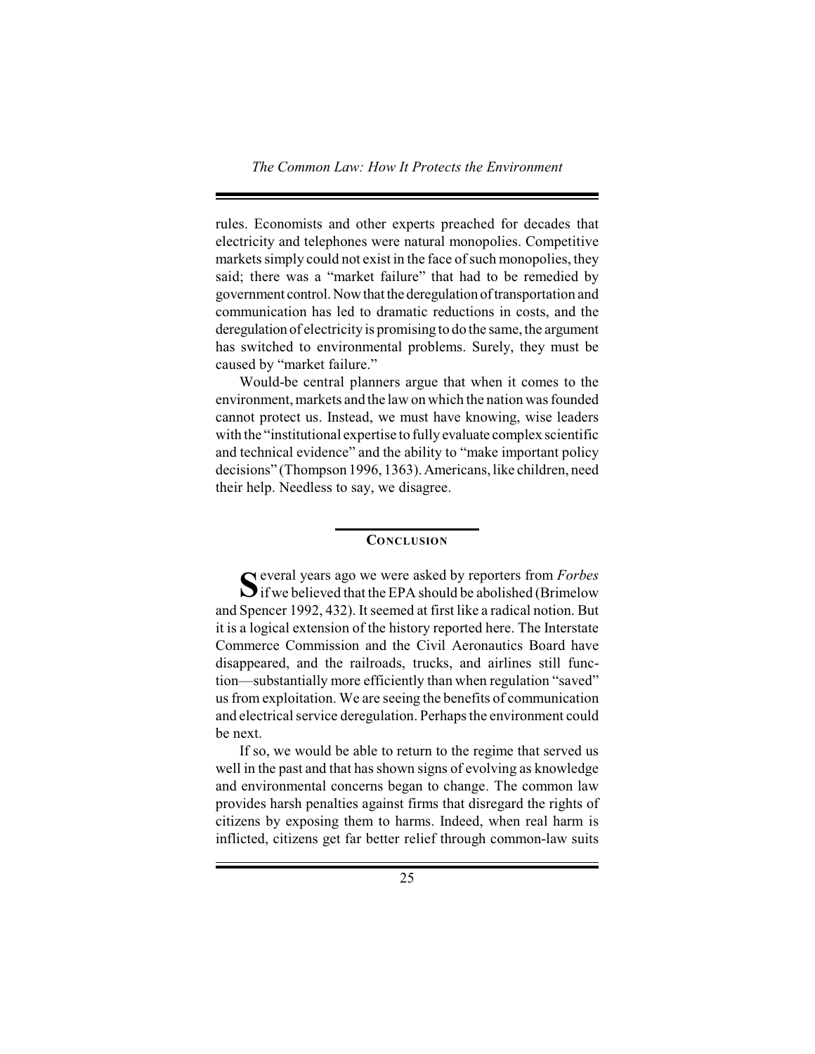rules. Economists and other experts preached for decades that electricity and telephones were natural monopolies. Competitive markets simply could not exist in the face of such monopolies, they said; there was a "market failure" that had to be remedied by government control. Now that the deregulation of transportation and communication has led to dramatic reductions in costs, and the deregulation of electricity is promising to do the same, the argument has switched to environmental problems. Surely, they must be caused by "market failure."

Would-be central planners argue that when it comes to the environment, markets and the law on which the nation was founded cannot protect us. Instead, we must have knowing, wise leaders with the "institutional expertise to fully evaluate complex scientific and technical evidence" and the ability to "make important policy decisions" (Thompson 1996, 1363). Americans, like children, need their help. Needless to say, we disagree.

## Conclusion

Several years ago we were asked by reporters from *Forbes* if we believed that the EPA should be abolished (Brimelow and Spencer 1992, 432). It seemed at first like a radical notion. But it is a logical extension of the history reported here. The Interstate Commerce Commission and the Civil Aeronautics Board have disappeared, and the railroads, trucks, and airlines still function—substantially more efficiently than when regulation "saved" us from exploitation. We are seeing the benefits of communication and electrical service deregulation. Perhaps the environment could be next.

If so, we would be able to return to the regime that served us well in the past and that has shown signs of evolving as knowledge and environmental concerns began to change. The common law provides harsh penalties against firms that disregard the rights of citizens by exposing them to harms. Indeed, when real harm is inflicted, citizens get far better relief through common-law suits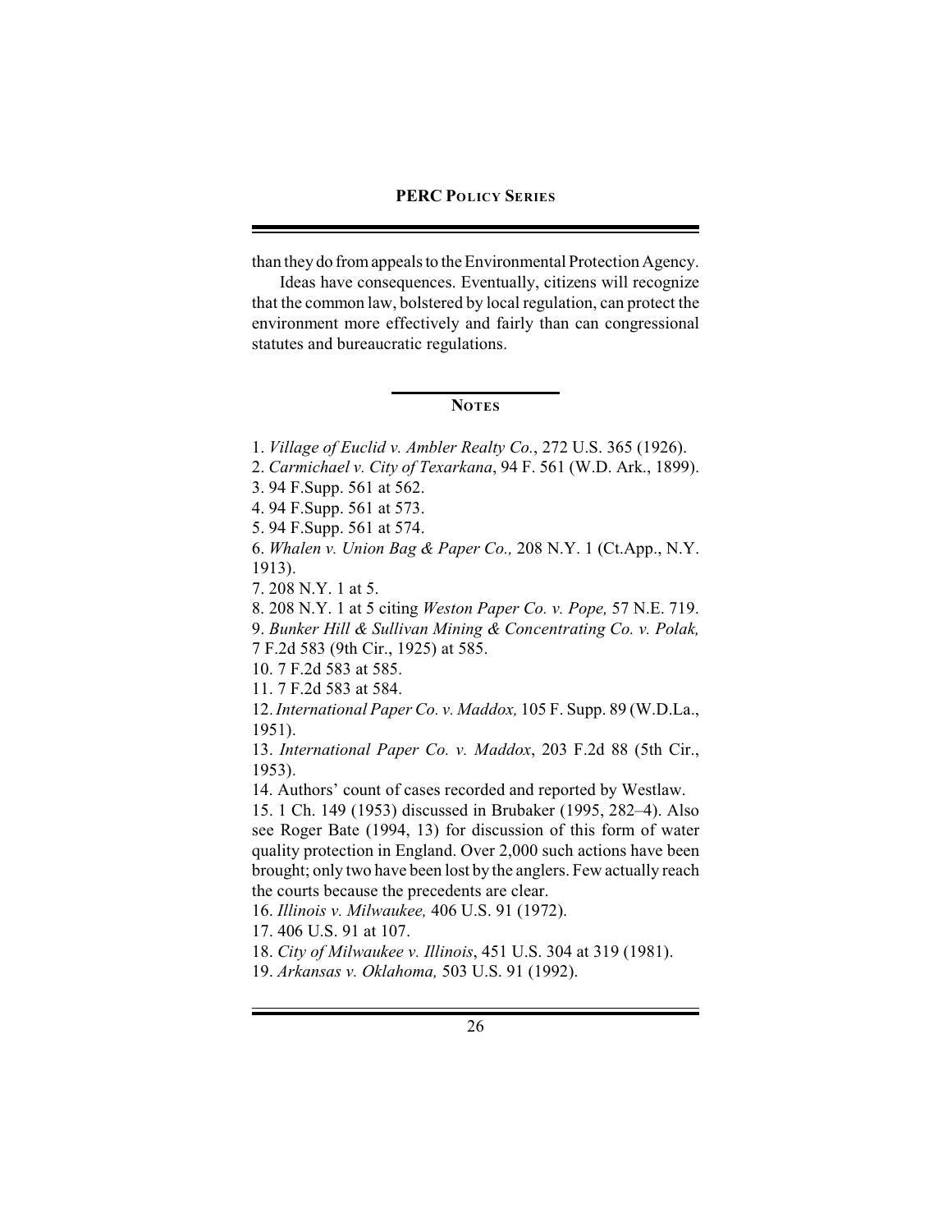than they do from appeals to the Environmental Protection Agency.

Ideas have consequences. Eventually, citizens will recognize that the common law, bolstered by local regulation, can protect the environment more effectively and fairly than can congressional statutes and bureaucratic regulations.

## NOTES

1. *Village of Euclid v. Ambler Realty Co.*, 272 U.S. 365 (1926).
2. *Carmichael v. City of Texarkana*, 94 F. 561 (W.D. Ark., 1899).
3. 94 F.Supp. 561 at 562.
4. 94 F.Supp. 561 at 573.
5. 94 F.Supp. 561 at 574.
6. *Whalen v. Union Bag & Paper Co.,* 208 N.Y. 1 (Ct.App., N.Y. 1913).
7. 208 N.Y. 1 at 5.
8. 208 N.Y. 1 at 5 citing *Weston Paper Co. v. Pope,* 57 N.E. 719.
9. *Bunker Hill & Sullivan Mining & Concentrating Co. v. Polak,* 7 F.2d 583 (9th Cir., 1925) at 585.
10. 7 F.2d 583 at 585.
11. 7 F.2d 583 at 584.
12. *International Paper Co. v. Maddox,* 105 F. Supp. 89 (W.D.La., 1951).
13. *International Paper Co. v. Maddox*, 203 F.2d 88 (5th Cir., 1953).
14. Authors' count of cases recorded and reported by Westlaw.
15. 1 Ch. 149 (1953) discussed in Brubaker (1995, 282–4). Also see Roger Bate (1994, 13) for discussion of this form of water quality protection in England. Over 2,000 such actions have been brought; only two have been lost by the anglers. Few actually reach the courts because the precedents are clear.
16. *Illinois v. Milwaukee,* 406 U.S. 91 (1972).
17. 406 U.S. 91 at 107.
18. *City of Milwaukee v. Illinois*, 451 U.S. 304 at 319 (1981).
19. *Arkansas v. Oklahoma,* 503 U.S. 91 (1992).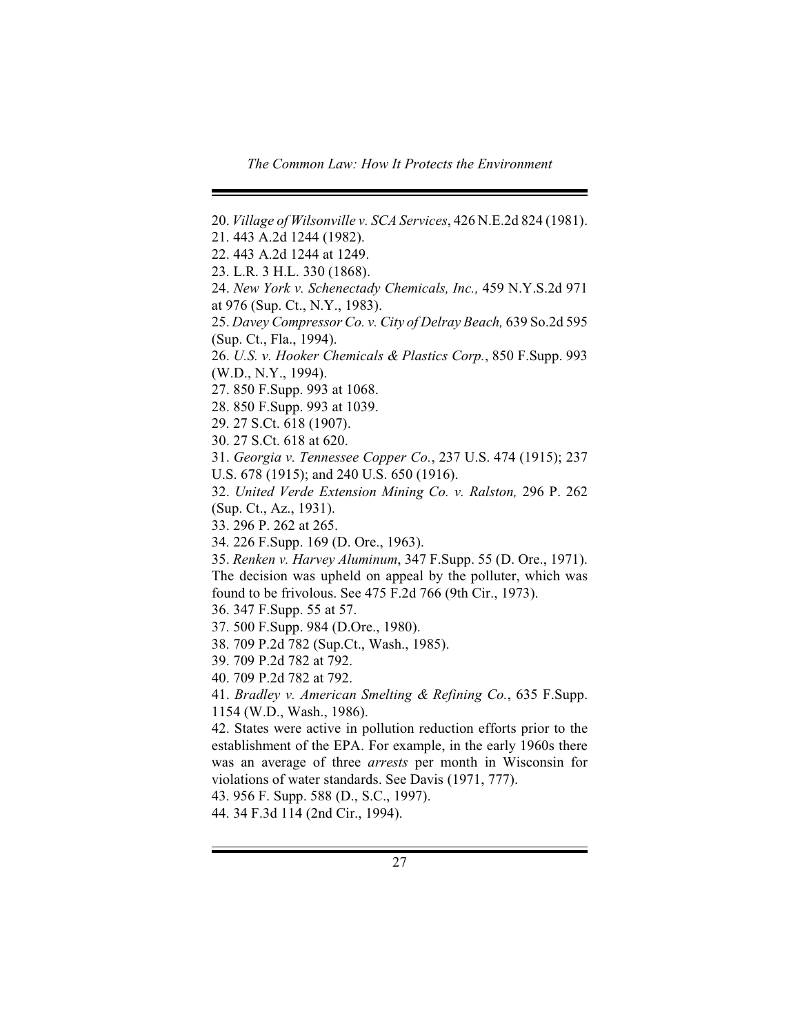20. *Village of Wilsonville v. SCA Services*, 426 N.E.2d 824 (1981).
21. 443 A.2d 1244 (1982).
22. 443 A.2d 1244 at 1249.
23. L.R. 3 H.L. 330 (1868).
24. *New York v. Schenectady Chemicals, Inc.,* 459 N.Y.S.2d 971 at 976 (Sup. Ct., N.Y., 1983).
25. *Davey Compressor Co. v. City of Delray Beach,* 639 So.2d 595 (Sup. Ct., Fla., 1994).
26. *U.S. v. Hooker Chemicals & Plastics Corp.*, 850 F.Supp. 993 (W.D., N.Y., 1994).
27. 850 F.Supp. 993 at 1068.
28. 850 F.Supp. 993 at 1039.
29. 27 S.Ct. 618 (1907).
30. 27 S.Ct. 618 at 620.
31. *Georgia v. Tennessee Copper Co.*, 237 U.S. 474 (1915); 237 U.S. 678 (1915); and 240 U.S. 650 (1916).
32. *United Verde Extension Mining Co. v. Ralston,* 296 P. 262 (Sup. Ct., Az., 1931).
33. 296 P. 262 at 265.
34. 226 F.Supp. 169 (D. Ore., 1963).
35. *Renken v. Harvey Aluminum*, 347 F.Supp. 55 (D. Ore., 1971). The decision was upheld on appeal by the polluter, which was found to be frivolous. See 475 F.2d 766 (9th Cir., 1973).
36. 347 F.Supp. 55 at 57.
37. 500 F.Supp. 984 (D.Ore., 1980).
38. 709 P.2d 782 (Sup.Ct., Wash., 1985).
39. 709 P.2d 782 at 792.
40. 709 P.2d 782 at 792.
41. *Bradley v. American Smelting & Refining Co.*, 635 F.Supp. 1154 (W.D., Wash., 1986).
42. States were active in pollution reduction efforts prior to the establishment of the EPA. For example, in the early 1960s there was an average of three *arrests* per month in Wisconsin for violations of water standards. See Davis (1971, 777).
43. 956 F. Supp. 588 (D., S.C., 1997).
44. 34 F.3d 114 (2nd Cir., 1994).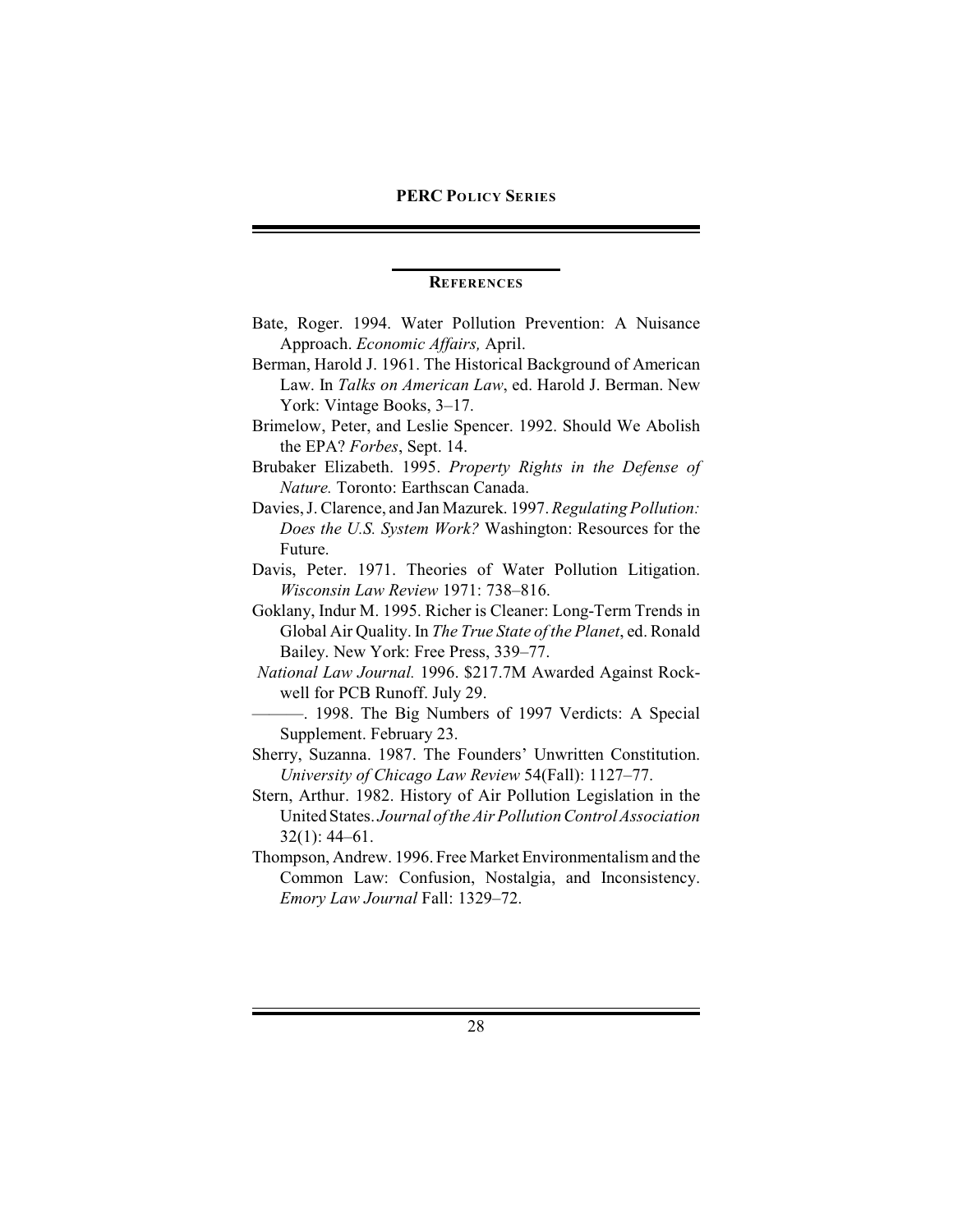## References

Bate, Roger. 1994. Water Pollution Prevention: A Nuisance Approach. *Economic Affairs,* April.

Berman, Harold J. 1961. The Historical Background of American Law. In *Talks on American Law*, ed. Harold J. Berman. New York: Vintage Books, 3–17.

Brimelow, Peter, and Leslie Spencer. 1992. Should We Abolish the EPA? *Forbes*, Sept. 14.

Brubaker Elizabeth. 1995. *Property Rights in the Defense of Nature.* Toronto: Earthscan Canada.

Davies, J. Clarence, and Jan Mazurek. 1997. *Regulating Pollution: Does the U.S. System Work?* Washington: Resources for the Future.

Davis, Peter. 1971. Theories of Water Pollution Litigation. *Wisconsin Law Review* 1971: 738–816.

Goklany, Indur M. 1995. Richer is Cleaner: Long-Term Trends in Global Air Quality. In *The True State of the Planet*, ed. Ronald Bailey. New York: Free Press, 339–77.

*National Law Journal.* 1996. $217.7M Awarded Against Rockwell for PCB Runoff. July 29.

———. 1998. The Big Numbers of 1997 Verdicts: A Special Supplement. February 23.

Sherry, Suzanna. 1987. The Founders' Unwritten Constitution. *University of Chicago Law Review* 54(Fall): 1127–77.

Stern, Arthur. 1982. History of Air Pollution Legislation in the United States. *Journal of the Air Pollution Control Association* 32(1): 44–61.

Thompson, Andrew. 1996. Free Market Environmentalism and the Common Law: Confusion, Nostalgia, and Inconsistency. *Emory Law Journal* Fall: 1329–72.